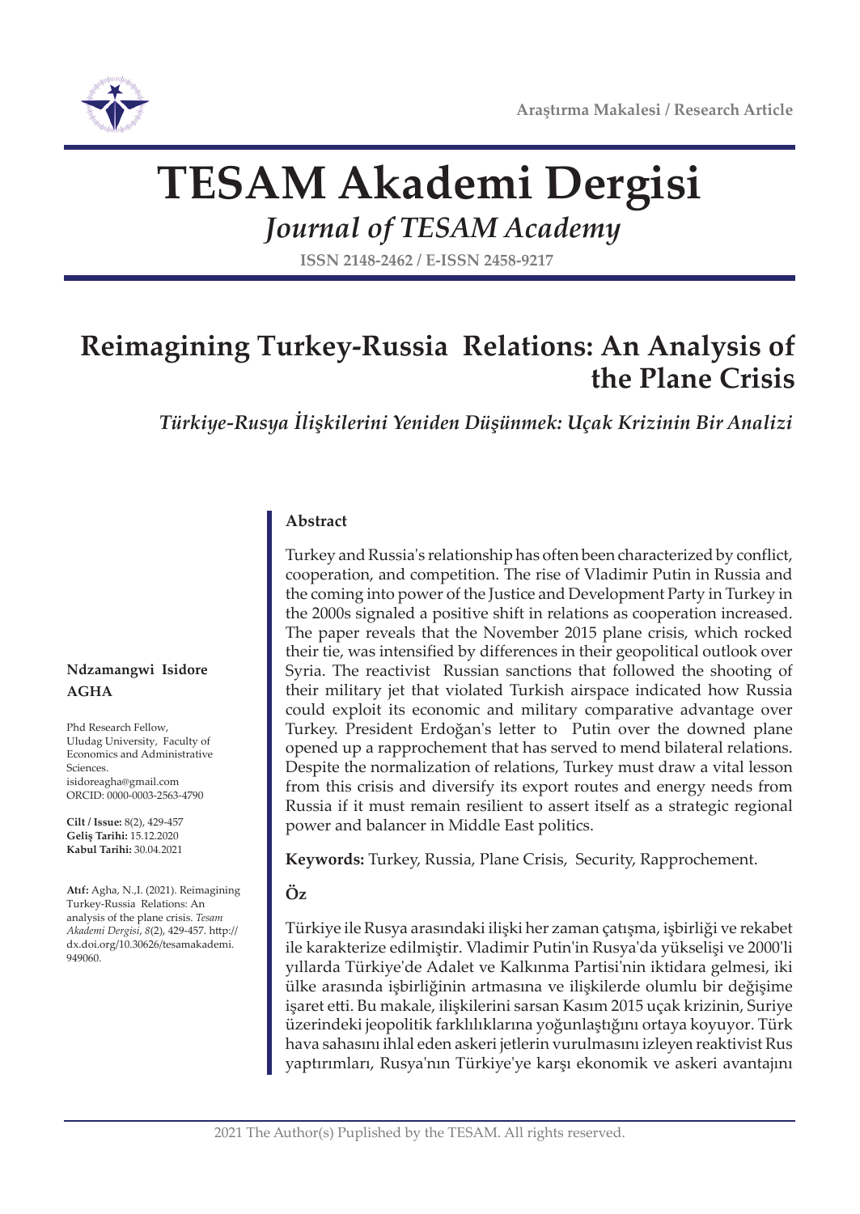Araştırma Makalesi / Research Article

# TESAM Akademi Dergisi

*Journal of TESAM Academy*

ISSN 2148-2462 / E-ISSN 2458-9217

## Reimagining Turkey-Russia Relations: An Analysis of the Plane Crisis

*Türkiye-Rusya İlişkilerini Yeniden Düşünmek: Uçak Krizinin Bir Analizi*

**Ndzamangwi Isidore AGHA**

Phd Research Fellow, Uludag University, Faculty of Economics and Administrative Sciences.
isidoreagha@gmail.com
ORCID: 0000-0003-2563-4790

**Cilt / Issue:** 8(2), 429-457
**Geliş Tarihi:** 15.12.2020
**Kabul Tarihi:** 30.04.2021

**Atıf:** Agha, N.,I. (2021). Reimagining Turkey-Russia Relations: An analysis of the plane crisis. *Tesam Akademi Dergisi*, *8*(2), 429-457. http://dx.doi.org/10.30626/tesamakademi.949060.

### Abstract

Turkey and Russia's relationship has often been characterized by conflict, cooperation, and competition. The rise of Vladimir Putin in Russia and the coming into power of the Justice and Development Party in Turkey in the 2000s signaled a positive shift in relations as cooperation increased. The paper reveals that the November 2015 plane crisis, which rocked their tie, was intensified by differences in their geopolitical outlook over Syria. The reactivist Russian sanctions that followed the shooting of their military jet that violated Turkish airspace indicated how Russia could exploit its economic and military comparative advantage over Turkey. President Erdoğan's letter to Putin over the downed plane opened up a rapprochement that has served to mend bilateral relations. Despite the normalization of relations, Turkey must draw a vital lesson from this crisis and diversify its export routes and energy needs from Russia if it must remain resilient to assert itself as a strategic regional power and balancer in Middle East politics.

**Keywords:** Turkey, Russia, Plane Crisis, Security, Rapprochement.

### Öz

Türkiye ile Rusya arasındaki ilişki her zaman çatışma, işbirliği ve rekabet ile karakterize edilmiştir. Vladimir Putin'in Rusya'da yükselişi ve 2000'li yıllarda Türkiye'de Adalet ve Kalkınma Partisi'nin iktidara gelmesi, iki ülke arasında işbirliğinin artmasına ve ilişkilerde olumlu bir değişime işaret etti. Bu makale, ilişkilerini sarsan Kasım 2015 uçak krizinin, Suriye üzerindeki jeopolitik farklılıklarına yoğunlaştığını ortaya koyuyor. Türk hava sahasını ihlal eden askeri jetlerin vurulmasını izleyen reaktivist Rus yaptırımları, Rusya'nın Türkiye'ye karşı ekonomik ve askeri avantajını

2021 The Author(s) Puplished by the TESAM. All rights reserved.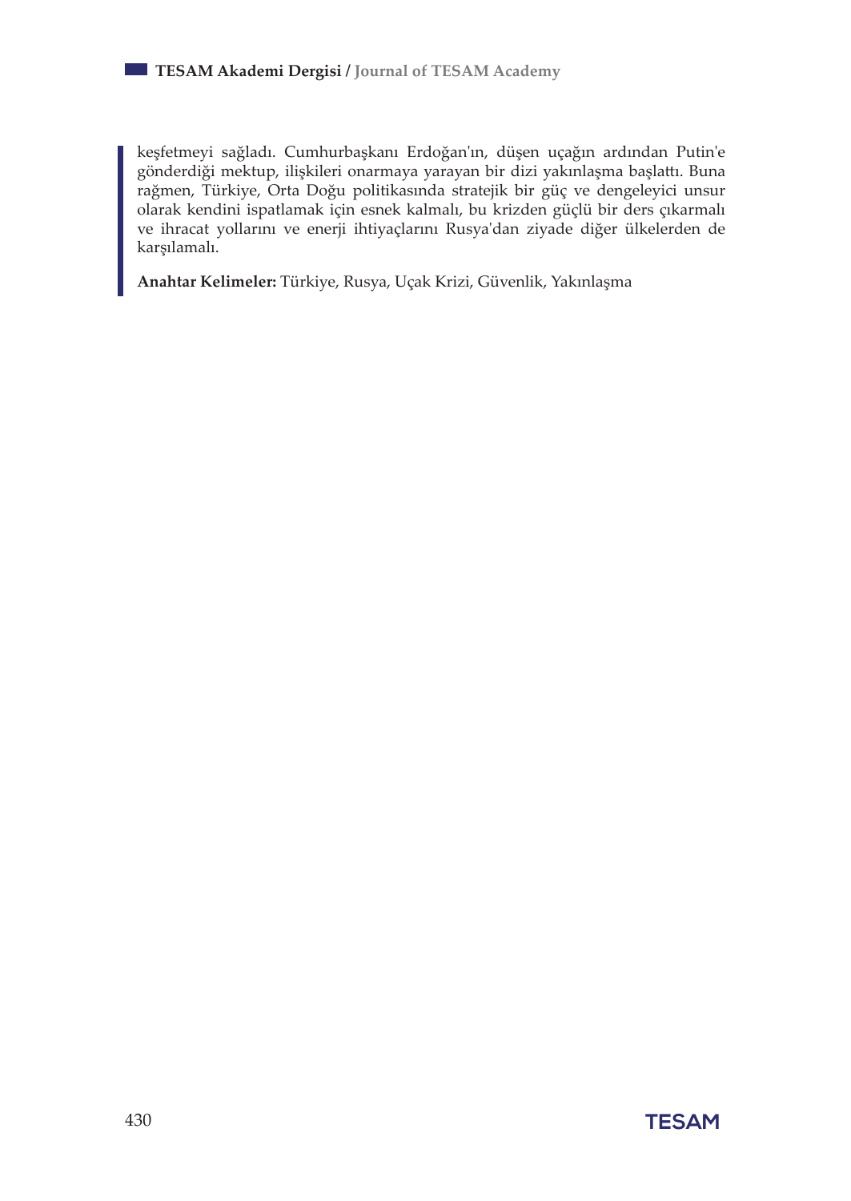keşfetmeyi sağladı. Cumhurbaşkanı Erdoğan'ın, düşen uçağın ardından Putin'e gönderdiği mektup, ilişkileri onarmaya yarayan bir dizi yakınlaşma başlattı. Buna rağmen, Türkiye, Orta Doğu politikasında stratejik bir güç ve dengeleyici unsur olarak kendini ispatlamak için esnek kalmalı, bu krizden güçlü bir ders çıkarmalı ve ihracat yollarını ve enerji ihtiyaçlarını Rusya'dan ziyade diğer ülkelerden de karşılamalı.

**Anahtar Kelimeler:** Türkiye, Rusya, Uçak Krizi, Güvenlik, Yakınlaşma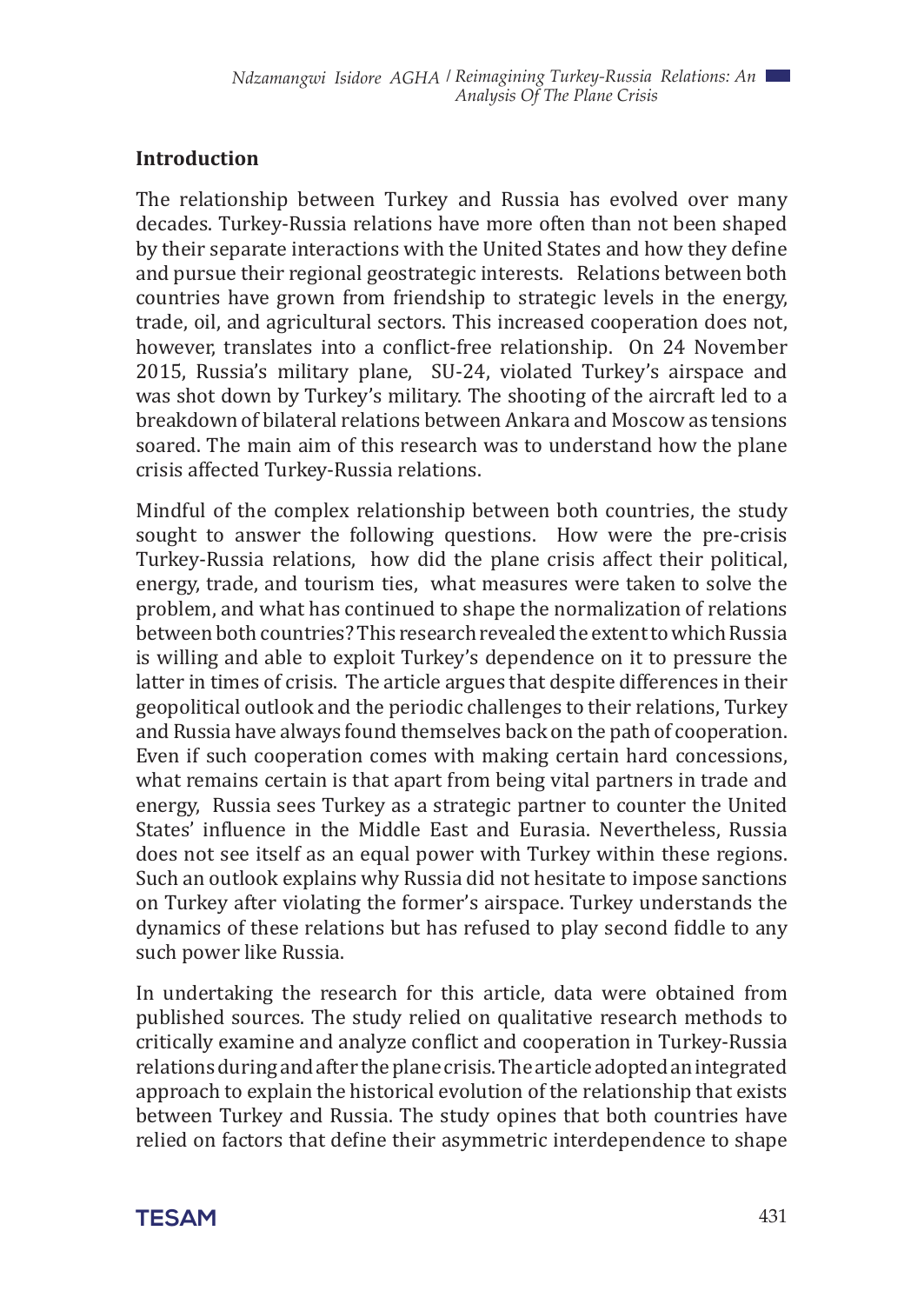## Introduction

The relationship between Turkey and Russia has evolved over many decades. Turkey-Russia relations have more often than not been shaped by their separate interactions with the United States and how they define and pursue their regional geostrategic interests. Relations between both countries have grown from friendship to strategic levels in the energy, trade, oil, and agricultural sectors. This increased cooperation does not, however, translates into a conflict-free relationship. On 24 November 2015, Russia's military plane, SU-24, violated Turkey's airspace and was shot down by Turkey's military. The shooting of the aircraft led to a breakdown of bilateral relations between Ankara and Moscow as tensions soared. The main aim of this research was to understand how the plane crisis affected Turkey-Russia relations.

Mindful of the complex relationship between both countries, the study sought to answer the following questions. How were the pre-crisis Turkey-Russia relations, how did the plane crisis affect their political, energy, trade, and tourism ties, what measures were taken to solve the problem, and what has continued to shape the normalization of relations between both countries? This research revealed the extent to which Russia is willing and able to exploit Turkey's dependence on it to pressure the latter in times of crisis. The article argues that despite differences in their geopolitical outlook and the periodic challenges to their relations, Turkey and Russia have always found themselves back on the path of cooperation. Even if such cooperation comes with making certain hard concessions, what remains certain is that apart from being vital partners in trade and energy, Russia sees Turkey as a strategic partner to counter the United States' influence in the Middle East and Eurasia. Nevertheless, Russia does not see itself as an equal power with Turkey within these regions. Such an outlook explains why Russia did not hesitate to impose sanctions on Turkey after violating the former's airspace. Turkey understands the dynamics of these relations but has refused to play second fiddle to any such power like Russia.

In undertaking the research for this article, data were obtained from published sources. The study relied on qualitative research methods to critically examine and analyze conflict and cooperation in Turkey-Russia relations during and after the plane crisis. The article adopted an integrated approach to explain the historical evolution of the relationship that exists between Turkey and Russia. The study opines that both countries have relied on factors that define their asymmetric interdependence to shape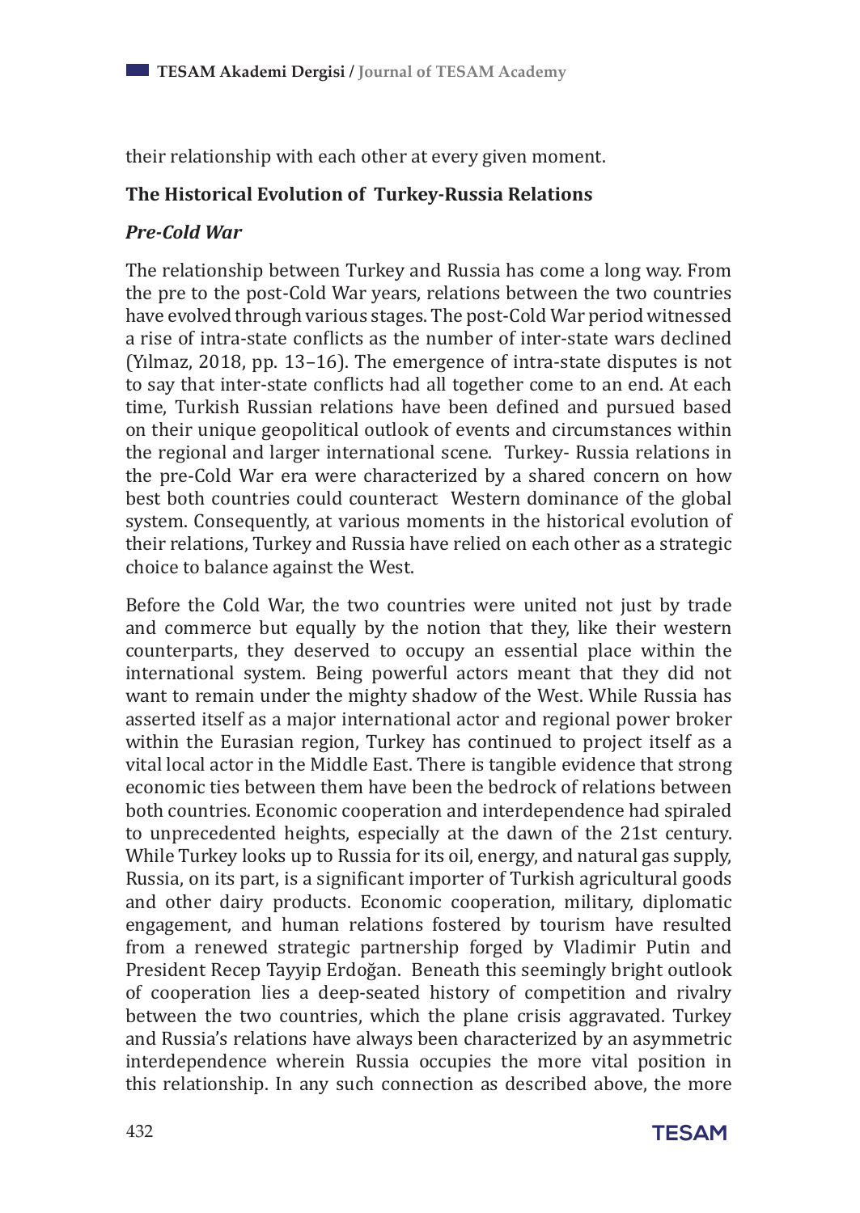their relationship with each other at every given moment.

## The Historical Evolution of Turkey-Russia Relations

### *Pre-Cold War*

The relationship between Turkey and Russia has come a long way. From the pre to the post-Cold War years, relations between the two countries have evolved through various stages. The post-Cold War period witnessed a rise of intra-state conflicts as the number of inter-state wars declined (Yılmaz, 2018, pp. 13–16). The emergence of intra-state disputes is not to say that inter-state conflicts had all together come to an end. At each time, Turkish Russian relations have been defined and pursued based on their unique geopolitical outlook of events and circumstances within the regional and larger international scene. Turkey- Russia relations in the pre-Cold War era were characterized by a shared concern on how best both countries could counteract Western dominance of the global system. Consequently, at various moments in the historical evolution of their relations, Turkey and Russia have relied on each other as a strategic choice to balance against the West.

Before the Cold War, the two countries were united not just by trade and commerce but equally by the notion that they, like their western counterparts, they deserved to occupy an essential place within the international system. Being powerful actors meant that they did not want to remain under the mighty shadow of the West. While Russia has asserted itself as a major international actor and regional power broker within the Eurasian region, Turkey has continued to project itself as a vital local actor in the Middle East. There is tangible evidence that strong economic ties between them have been the bedrock of relations between both countries. Economic cooperation and interdependence had spiraled to unprecedented heights, especially at the dawn of the 21st century. While Turkey looks up to Russia for its oil, energy, and natural gas supply, Russia, on its part, is a significant importer of Turkish agricultural goods and other dairy products. Economic cooperation, military, diplomatic engagement, and human relations fostered by tourism have resulted from a renewed strategic partnership forged by Vladimir Putin and President Recep Tayyip Erdoğan. Beneath this seemingly bright outlook of cooperation lies a deep-seated history of competition and rivalry between the two countries, which the plane crisis aggravated. Turkey and Russia's relations have always been characterized by an asymmetric interdependence wherein Russia occupies the more vital position in this relationship. In any such connection as described above, the more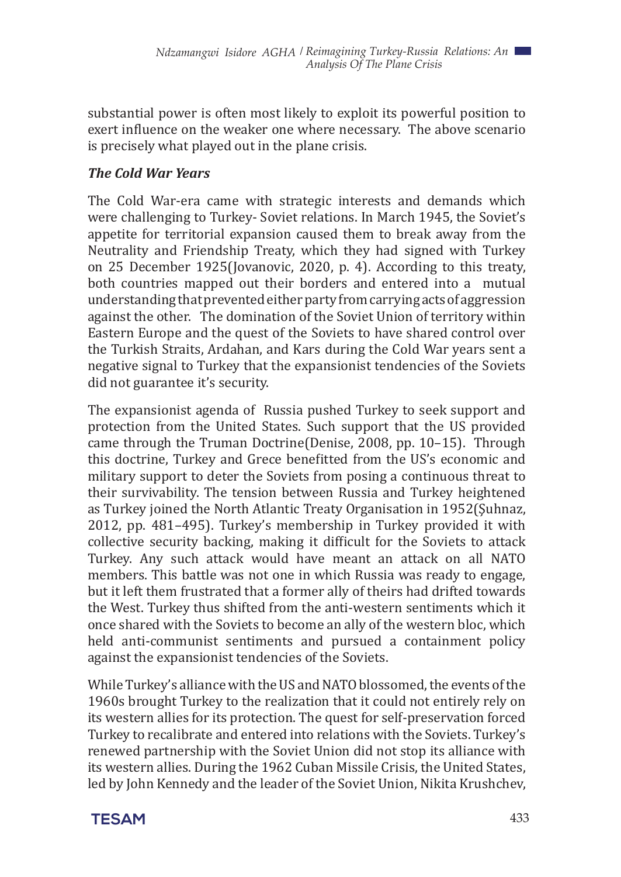substantial power is often most likely to exploit its powerful position to exert influence on the weaker one where necessary. The above scenario is precisely what played out in the plane crisis.

### *The Cold War Years*

The Cold War-era came with strategic interests and demands which were challenging to Turkey- Soviet relations. In March 1945, the Soviet's appetite for territorial expansion caused them to break away from the Neutrality and Friendship Treaty, which they had signed with Turkey on 25 December 1925(Jovanovic, 2020, p. 4). According to this treaty, both countries mapped out their borders and entered into a mutual understanding that prevented either party from carrying acts of aggression against the other. The domination of the Soviet Union of territory within Eastern Europe and the quest of the Soviets to have shared control over the Turkish Straits, Ardahan, and Kars during the Cold War years sent a negative signal to Turkey that the expansionist tendencies of the Soviets did not guarantee it's security.

The expansionist agenda of Russia pushed Turkey to seek support and protection from the United States. Such support that the US provided came through the Truman Doctrine(Denise, 2008, pp. 10–15). Through this doctrine, Turkey and Grece benefitted from the US's economic and military support to deter the Soviets from posing a continuous threat to their survivability. The tension between Russia and Turkey heightened as Turkey joined the North Atlantic Treaty Organisation in 1952(Şuhnaz, 2012, pp. 481–495). Turkey's membership in Turkey provided it with collective security backing, making it difficult for the Soviets to attack Turkey. Any such attack would have meant an attack on all NATO members. This battle was not one in which Russia was ready to engage, but it left them frustrated that a former ally of theirs had drifted towards the West. Turkey thus shifted from the anti-western sentiments which it once shared with the Soviets to become an ally of the western bloc, which held anti-communist sentiments and pursued a containment policy against the expansionist tendencies of the Soviets.

While Turkey's alliance with the US and NATO blossomed, the events of the 1960s brought Turkey to the realization that it could not entirely rely on its western allies for its protection. The quest for self-preservation forced Turkey to recalibrate and entered into relations with the Soviets. Turkey's renewed partnership with the Soviet Union did not stop its alliance with its western allies. During the 1962 Cuban Missile Crisis, the United States, led by John Kennedy and the leader of the Soviet Union, Nikita Krushchev,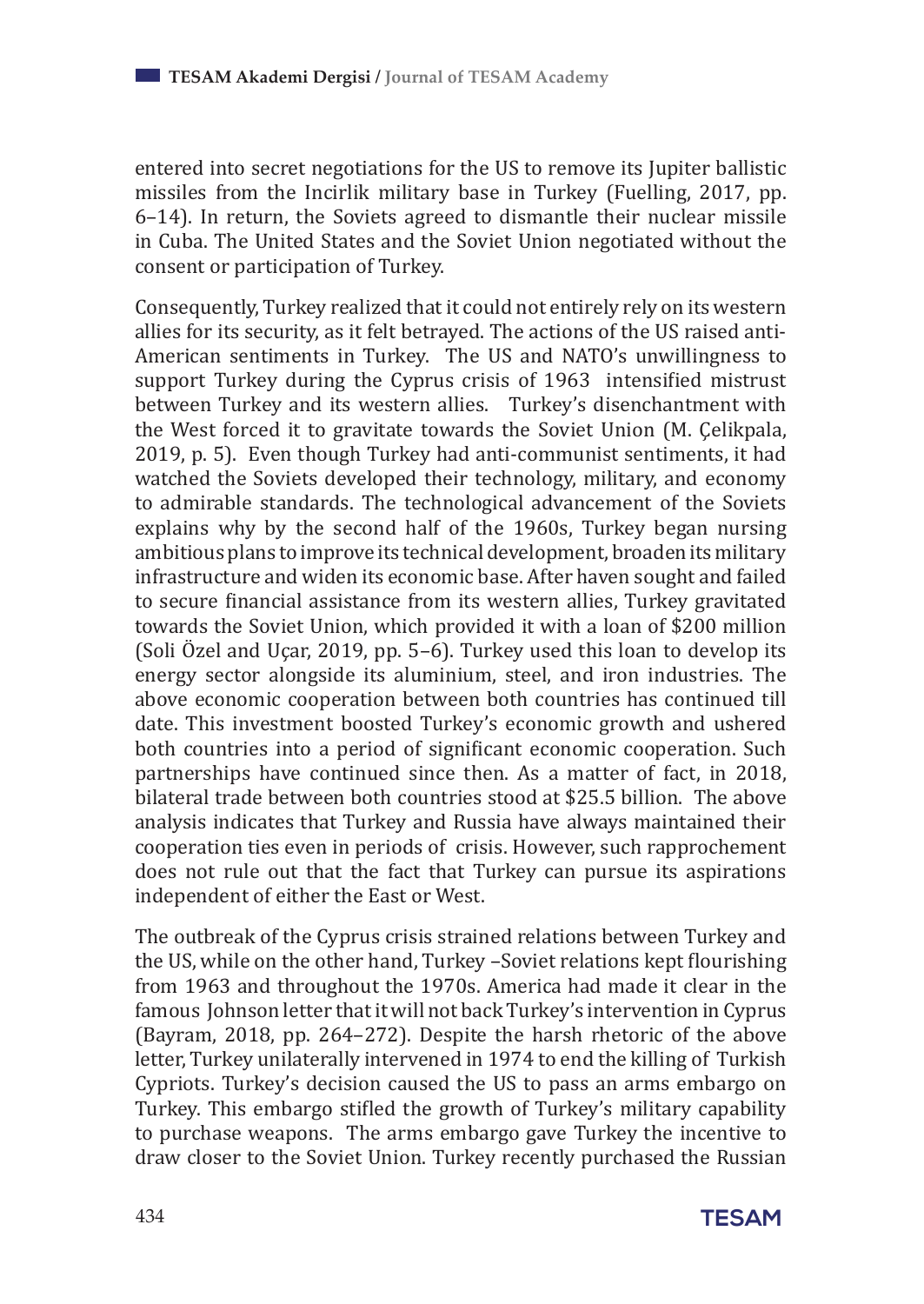entered into secret negotiations for the US to remove its Jupiter ballistic missiles from the Incirlik military base in Turkey (Fuelling, 2017, pp. 6–14). In return, the Soviets agreed to dismantle their nuclear missile in Cuba. The United States and the Soviet Union negotiated without the consent or participation of Turkey.

Consequently, Turkey realized that it could not entirely rely on its western allies for its security, as it felt betrayed. The actions of the US raised anti-American sentiments in Turkey. The US and NATO's unwillingness to support Turkey during the Cyprus crisis of 1963 intensified mistrust between Turkey and its western allies. Turkey's disenchantment with the West forced it to gravitate towards the Soviet Union (M. Çelikpala, 2019, p. 5). Even though Turkey had anti-communist sentiments, it had watched the Soviets developed their technology, military, and economy to admirable standards. The technological advancement of the Soviets explains why by the second half of the 1960s, Turkey began nursing ambitious plans to improve its technical development, broaden its military infrastructure and widen its economic base. After haven sought and failed to secure financial assistance from its western allies, Turkey gravitated towards the Soviet Union, which provided it with a loan of $200 million (Soli Özel and Uçar, 2019, pp. 5–6). Turkey used this loan to develop its energy sector alongside its aluminium, steel, and iron industries. The above economic cooperation between both countries has continued till date. This investment boosted Turkey's economic growth and ushered both countries into a period of significant economic cooperation. Such partnerships have continued since then. As a matter of fact, in 2018, bilateral trade between both countries stood at $25.5 billion. The above analysis indicates that Turkey and Russia have always maintained their cooperation ties even in periods of crisis. However, such rapprochement does not rule out that the fact that Turkey can pursue its aspirations independent of either the East or West.

The outbreak of the Cyprus crisis strained relations between Turkey and the US, while on the other hand, Turkey –Soviet relations kept flourishing from 1963 and throughout the 1970s. America had made it clear in the famous Johnson letter that it will not back Turkey's intervention in Cyprus (Bayram, 2018, pp. 264–272). Despite the harsh rhetoric of the above letter, Turkey unilaterally intervened in 1974 to end the killing of Turkish Cypriots. Turkey's decision caused the US to pass an arms embargo on Turkey. This embargo stifled the growth of Turkey's military capability to purchase weapons. The arms embargo gave Turkey the incentive to draw closer to the Soviet Union. Turkey recently purchased the Russian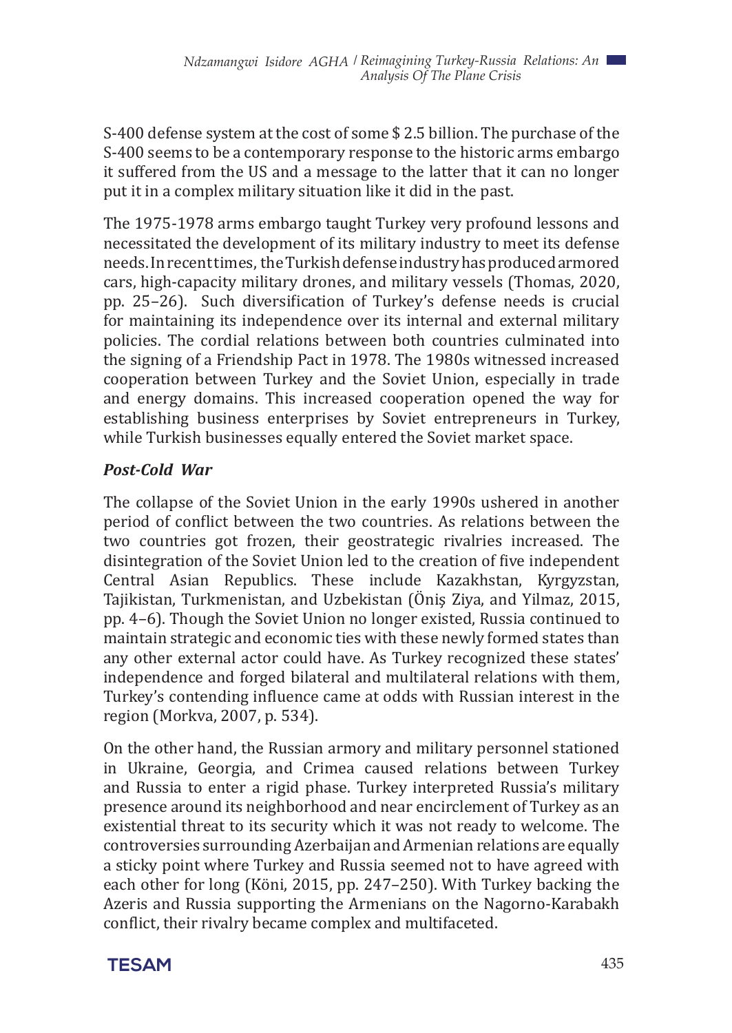S-400 defense system at the cost of some $ 2.5 billion. The purchase of the S-400 seems to be a contemporary response to the historic arms embargo it suffered from the US and a message to the latter that it can no longer put it in a complex military situation like it did in the past.

The 1975-1978 arms embargo taught Turkey very profound lessons and necessitated the development of its military industry to meet its defense needs. In recent times, the Turkish defense industry has produced armored cars, high-capacity military drones, and military vessels (Thomas, 2020, pp. 25–26). Such diversification of Turkey's defense needs is crucial for maintaining its independence over its internal and external military policies. The cordial relations between both countries culminated into the signing of a Friendship Pact in 1978. The 1980s witnessed increased cooperation between Turkey and the Soviet Union, especially in trade and energy domains. This increased cooperation opened the way for establishing business enterprises by Soviet entrepreneurs in Turkey, while Turkish businesses equally entered the Soviet market space.

### *Post-Cold War*

The collapse of the Soviet Union in the early 1990s ushered in another period of conflict between the two countries. As relations between the two countries got frozen, their geostrategic rivalries increased. The disintegration of the Soviet Union led to the creation of five independent Central Asian Republics. These include Kazakhstan, Kyrgyzstan, Tajikistan, Turkmenistan, and Uzbekistan (Öniş Ziya, and Yilmaz, 2015, pp. 4–6). Though the Soviet Union no longer existed, Russia continued to maintain strategic and economic ties with these newly formed states than any other external actor could have. As Turkey recognized these states' independence and forged bilateral and multilateral relations with them, Turkey's contending influence came at odds with Russian interest in the region (Morkva, 2007, p. 534).

On the other hand, the Russian armory and military personnel stationed in Ukraine, Georgia, and Crimea caused relations between Turkey and Russia to enter a rigid phase. Turkey interpreted Russia's military presence around its neighborhood and near encirclement of Turkey as an existential threat to its security which it was not ready to welcome. The controversies surrounding Azerbaijan and Armenian relations are equally a sticky point where Turkey and Russia seemed not to have agreed with each other for long (Köni, 2015, pp. 247–250). With Turkey backing the Azeris and Russia supporting the Armenians on the Nagorno-Karabakh conflict, their rivalry became complex and multifaceted.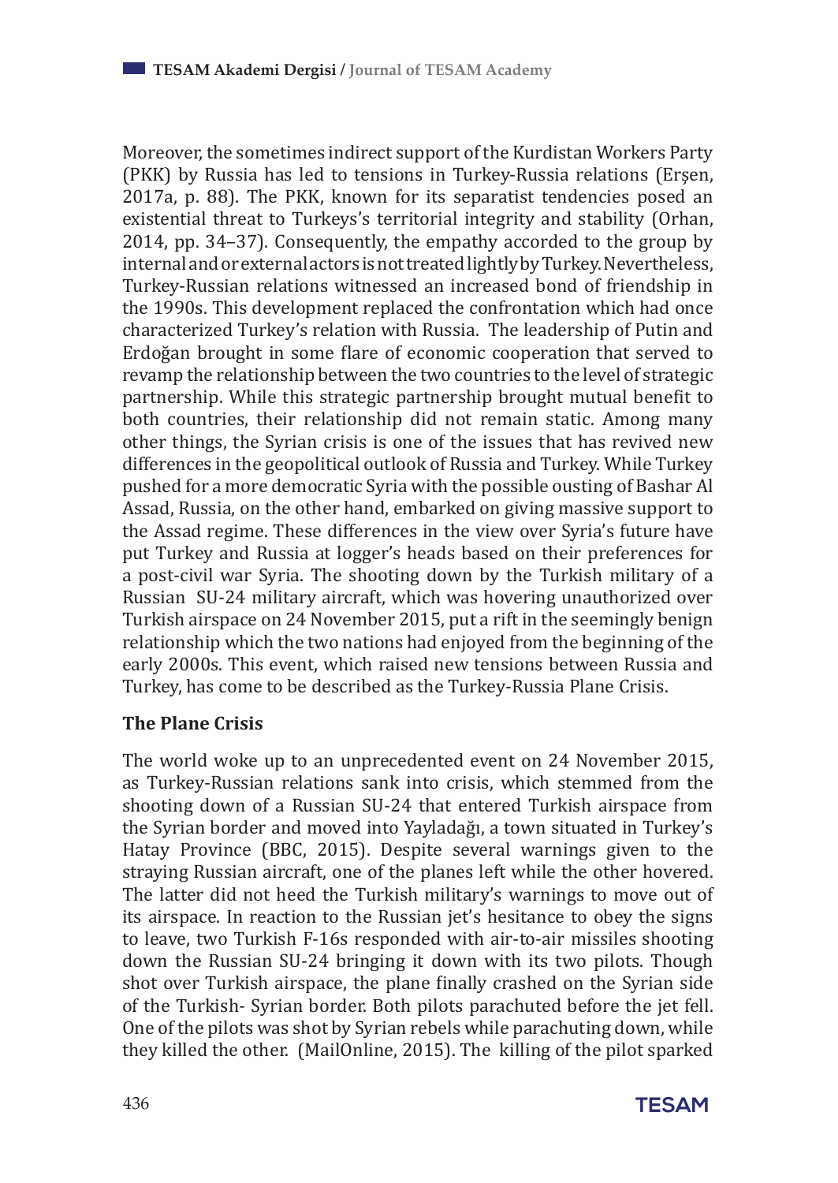Moreover, the sometimes indirect support of the Kurdistan Workers Party (PKK) by Russia has led to tensions in Turkey-Russia relations (Erşen, 2017a, p. 88). The PKK, known for its separatist tendencies posed an existential threat to Turkeys's territorial integrity and stability (Orhan, 2014, pp. 34–37). Consequently, the empathy accorded to the group by internal and or external actors is not treated lightly by Turkey. Nevertheless, Turkey-Russian relations witnessed an increased bond of friendship in the 1990s. This development replaced the confrontation which had once characterized Turkey's relation with Russia. The leadership of Putin and Erdoğan brought in some flare of economic cooperation that served to revamp the relationship between the two countries to the level of strategic partnership. While this strategic partnership brought mutual benefit to both countries, their relationship did not remain static. Among many other things, the Syrian crisis is one of the issues that has revived new differences in the geopolitical outlook of Russia and Turkey. While Turkey pushed for a more democratic Syria with the possible ousting of Bashar Al Assad, Russia, on the other hand, embarked on giving massive support to the Assad regime. These differences in the view over Syria's future have put Turkey and Russia at logger's heads based on their preferences for a post-civil war Syria. The shooting down by the Turkish military of a Russian SU-24 military aircraft, which was hovering unauthorized over Turkish airspace on 24 November 2015, put a rift in the seemingly benign relationship which the two nations had enjoyed from the beginning of the early 2000s. This event, which raised new tensions between Russia and Turkey, has come to be described as the Turkey-Russia Plane Crisis.

## The Plane Crisis

The world woke up to an unprecedented event on 24 November 2015, as Turkey-Russian relations sank into crisis, which stemmed from the shooting down of a Russian SU-24 that entered Turkish airspace from the Syrian border and moved into Yayladağı, a town situated in Turkey's Hatay Province (BBC, 2015). Despite several warnings given to the straying Russian aircraft, one of the planes left while the other hovered. The latter did not heed the Turkish military's warnings to move out of its airspace. In reaction to the Russian jet's hesitance to obey the signs to leave, two Turkish F-16s responded with air-to-air missiles shooting down the Russian SU-24 bringing it down with its two pilots. Though shot over Turkish airspace, the plane finally crashed on the Syrian side of the Turkish- Syrian border. Both pilots parachuted before the jet fell. One of the pilots was shot by Syrian rebels while parachuting down, while they killed the other. (MailOnline, 2015). The killing of the pilot sparked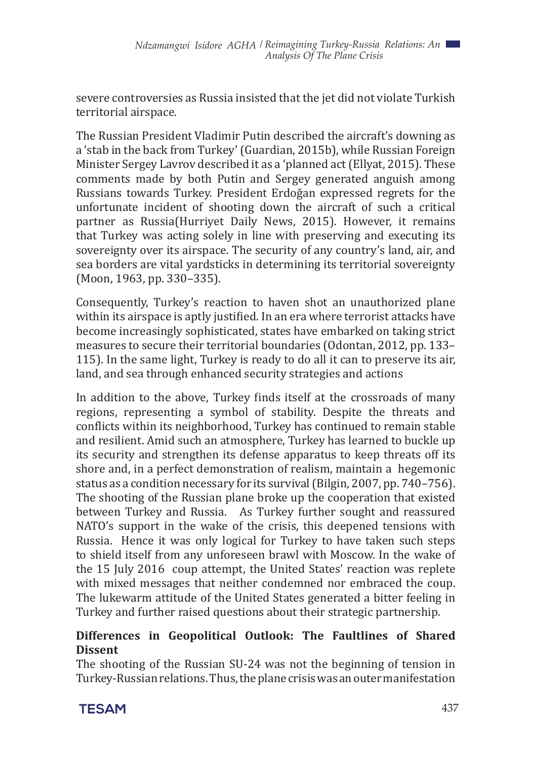severe controversies as Russia insisted that the jet did not violate Turkish territorial airspace.

The Russian President Vladimir Putin described the aircraft's downing as a 'stab in the back from Turkey' (Guardian, 2015b), while Russian Foreign Minister Sergey Lavrov described it as a 'planned act (Ellyat, 2015). These comments made by both Putin and Sergey generated anguish among Russians towards Turkey. President Erdoğan expressed regrets for the unfortunate incident of shooting down the aircraft of such a critical partner as Russia(Hurriyet Daily News, 2015). However, it remains that Turkey was acting solely in line with preserving and executing its sovereignty over its airspace. The security of any country's land, air, and sea borders are vital yardsticks in determining its territorial sovereignty (Moon, 1963, pp. 330–335).

Consequently, Turkey's reaction to haven shot an unauthorized plane within its airspace is aptly justified. In an era where terrorist attacks have become increasingly sophisticated, states have embarked on taking strict measures to secure their territorial boundaries (Odontan, 2012, pp. 133–115). In the same light, Turkey is ready to do all it can to preserve its air, land, and sea through enhanced security strategies and actions

In addition to the above, Turkey finds itself at the crossroads of many regions, representing a symbol of stability. Despite the threats and conflicts within its neighborhood, Turkey has continued to remain stable and resilient. Amid such an atmosphere, Turkey has learned to buckle up its security and strengthen its defense apparatus to keep threats off its shore and, in a perfect demonstration of realism, maintain a hegemonic status as a condition necessary for its survival (Bilgin, 2007, pp. 740–756). The shooting of the Russian plane broke up the cooperation that existed between Turkey and Russia. As Turkey further sought and reassured NATO's support in the wake of the crisis, this deepened tensions with Russia. Hence it was only logical for Turkey to have taken such steps to shield itself from any unforeseen brawl with Moscow. In the wake of the 15 July 2016 coup attempt, the United States' reaction was replete with mixed messages that neither condemned nor embraced the coup. The lukewarm attitude of the United States generated a bitter feeling in Turkey and further raised questions about their strategic partnership.

**Differences in Geopolitical Outlook: The Faultlines of Shared Dissent**

The shooting of the Russian SU-24 was not the beginning of tension in Turkey-Russian relations. Thus, the plane crisis was an outer manifestation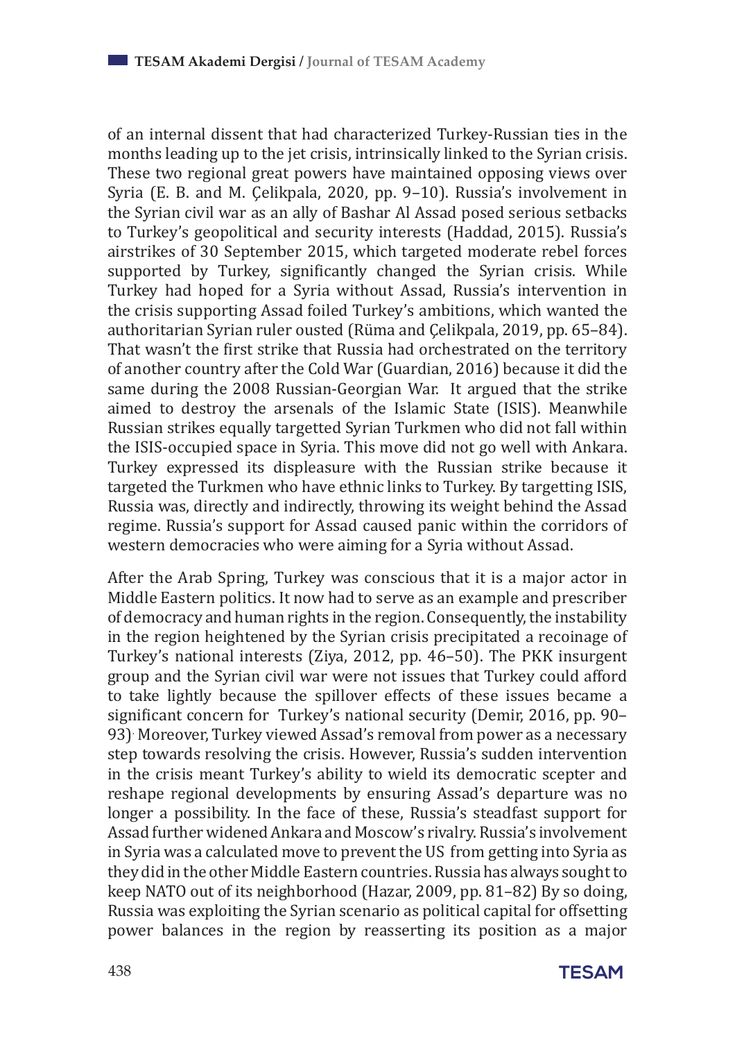of an internal dissent that had characterized Turkey-Russian ties in the months leading up to the jet crisis, intrinsically linked to the Syrian crisis. These two regional great powers have maintained opposing views over Syria (E. B. and M. Çelikpala, 2020, pp. 9–10). Russia's involvement in the Syrian civil war as an ally of Bashar Al Assad posed serious setbacks to Turkey's geopolitical and security interests (Haddad, 2015). Russia's airstrikes of 30 September 2015, which targeted moderate rebel forces supported by Turkey, significantly changed the Syrian crisis. While Turkey had hoped for a Syria without Assad, Russia's intervention in the crisis supporting Assad foiled Turkey's ambitions, which wanted the authoritarian Syrian ruler ousted (Rüma and Çelikpala, 2019, pp. 65–84). That wasn't the first strike that Russia had orchestrated on the territory of another country after the Cold War (Guardian, 2016) because it did the same during the 2008 Russian-Georgian War. It argued that the strike aimed to destroy the arsenals of the Islamic State (ISIS). Meanwhile Russian strikes equally targetted Syrian Turkmen who did not fall within the ISIS-occupied space in Syria. This move did not go well with Ankara. Turkey expressed its displeasure with the Russian strike because it targeted the Turkmen who have ethnic links to Turkey. By targetting ISIS, Russia was, directly and indirectly, throwing its weight behind the Assad regime. Russia's support for Assad caused panic within the corridors of western democracies who were aiming for a Syria without Assad.

After the Arab Spring, Turkey was conscious that it is a major actor in Middle Eastern politics. It now had to serve as an example and prescriber of democracy and human rights in the region. Consequently, the instability in the region heightened by the Syrian crisis precipitated a recoinage of Turkey's national interests (Ziya, 2012, pp. 46–50). The PKK insurgent group and the Syrian civil war were not issues that Turkey could afford to take lightly because the spillover effects of these issues became a significant concern for Turkey's national security (Demir, 2016, pp. 90–93). Moreover, Turkey viewed Assad's removal from power as a necessary step towards resolving the crisis. However, Russia's sudden intervention in the crisis meant Turkey's ability to wield its democratic scepter and reshape regional developments by ensuring Assad's departure was no longer a possibility. In the face of these, Russia's steadfast support for Assad further widened Ankara and Moscow's rivalry. Russia's involvement in Syria was a calculated move to prevent the US from getting into Syria as they did in the other Middle Eastern countries. Russia has always sought to keep NATO out of its neighborhood (Hazar, 2009, pp. 81–82) By so doing, Russia was exploiting the Syrian scenario as political capital for offsetting power balances in the region by reasserting its position as a major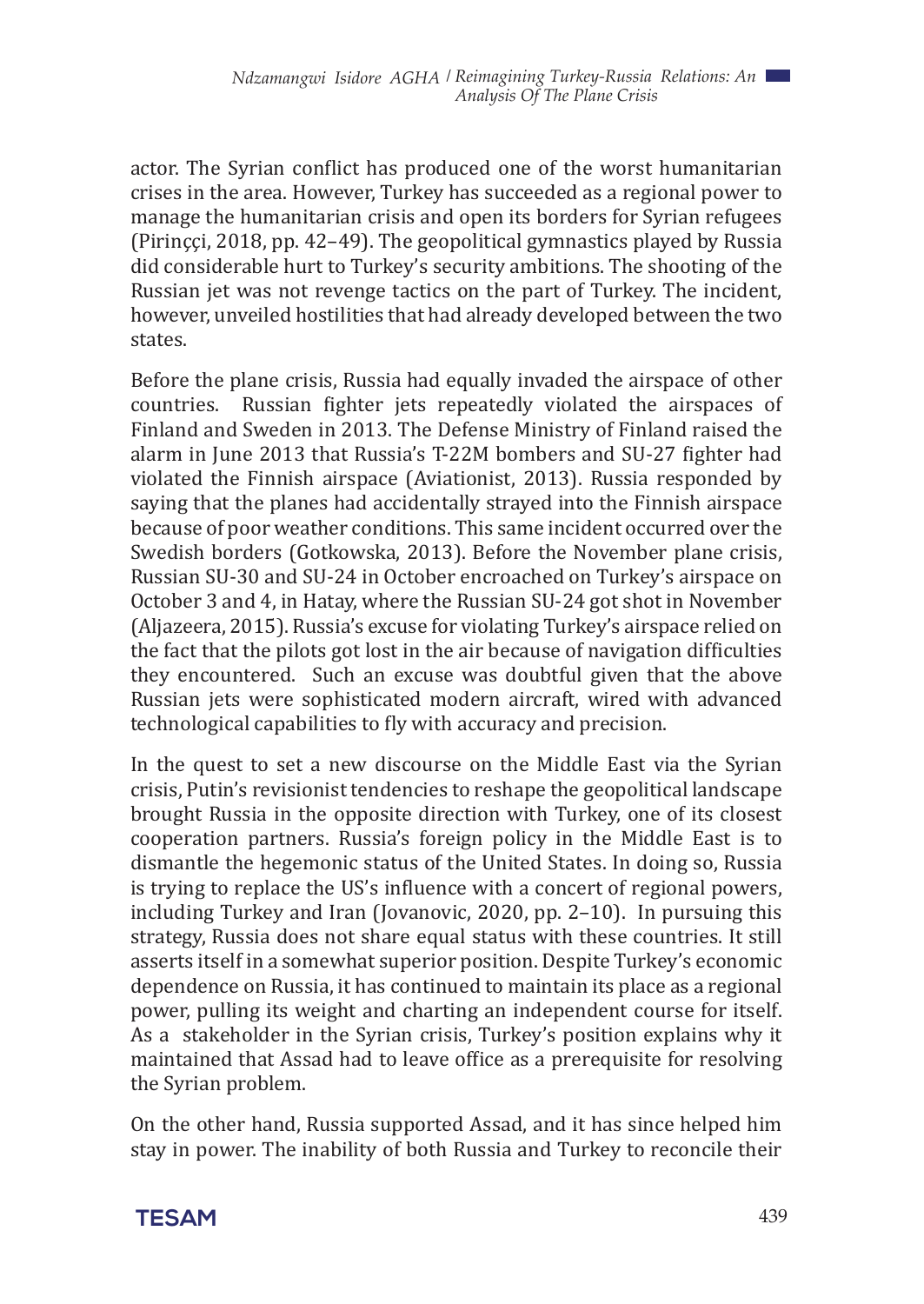actor. The Syrian conflict has produced one of the worst humanitarian crises in the area. However, Turkey has succeeded as a regional power to manage the humanitarian crisis and open its borders for Syrian refugees (Pirinççi, 2018, pp. 42–49). The geopolitical gymnastics played by Russia did considerable hurt to Turkey's security ambitions. The shooting of the Russian jet was not revenge tactics on the part of Turkey. The incident, however, unveiled hostilities that had already developed between the two states.

Before the plane crisis, Russia had equally invaded the airspace of other countries. Russian fighter jets repeatedly violated the airspaces of Finland and Sweden in 2013. The Defense Ministry of Finland raised the alarm in June 2013 that Russia's T-22M bombers and SU-27 fighter had violated the Finnish airspace (Aviationist, 2013). Russia responded by saying that the planes had accidentally strayed into the Finnish airspace because of poor weather conditions. This same incident occurred over the Swedish borders (Gotkowska, 2013). Before the November plane crisis, Russian SU-30 and SU-24 in October encroached on Turkey's airspace on October 3 and 4, in Hatay, where the Russian SU-24 got shot in November (Aljazeera, 2015). Russia's excuse for violating Turkey's airspace relied on the fact that the pilots got lost in the air because of navigation difficulties they encountered. Such an excuse was doubtful given that the above Russian jets were sophisticated modern aircraft, wired with advanced technological capabilities to fly with accuracy and precision.

In the quest to set a new discourse on the Middle East via the Syrian crisis, Putin's revisionist tendencies to reshape the geopolitical landscape brought Russia in the opposite direction with Turkey, one of its closest cooperation partners. Russia's foreign policy in the Middle East is to dismantle the hegemonic status of the United States. In doing so, Russia is trying to replace the US's influence with a concert of regional powers, including Turkey and Iran (Jovanovic, 2020, pp. 2–10). In pursuing this strategy, Russia does not share equal status with these countries. It still asserts itself in a somewhat superior position. Despite Turkey's economic dependence on Russia, it has continued to maintain its place as a regional power, pulling its weight and charting an independent course for itself. As a stakeholder in the Syrian crisis, Turkey's position explains why it maintained that Assad had to leave office as a prerequisite for resolving the Syrian problem.

On the other hand, Russia supported Assad, and it has since helped him stay in power. The inability of both Russia and Turkey to reconcile their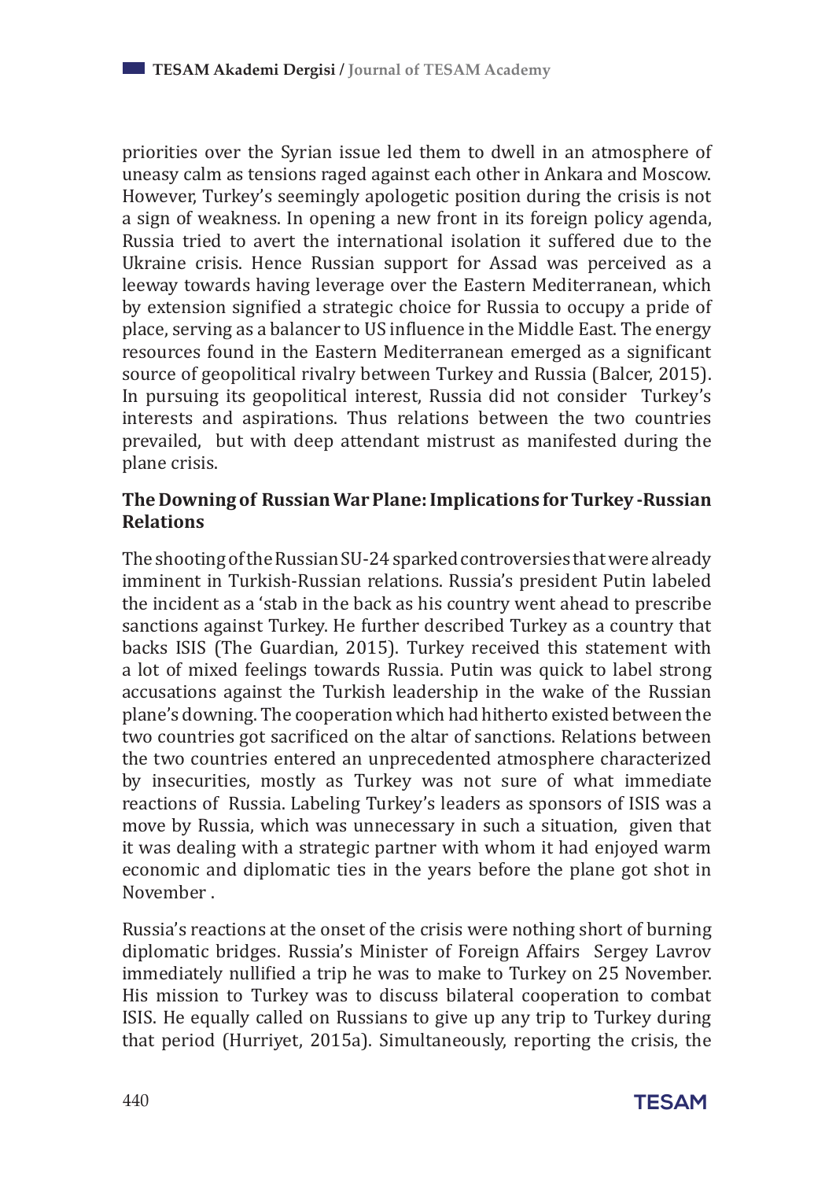priorities over the Syrian issue led them to dwell in an atmosphere of uneasy calm as tensions raged against each other in Ankara and Moscow. However, Turkey's seemingly apologetic position during the crisis is not a sign of weakness. In opening a new front in its foreign policy agenda, Russia tried to avert the international isolation it suffered due to the Ukraine crisis. Hence Russian support for Assad was perceived as a leeway towards having leverage over the Eastern Mediterranean, which by extension signified a strategic choice for Russia to occupy a pride of place, serving as a balancer to US influence in the Middle East. The energy resources found in the Eastern Mediterranean emerged as a significant source of geopolitical rivalry between Turkey and Russia (Balcer, 2015). In pursuing its geopolitical interest, Russia did not consider Turkey's interests and aspirations. Thus relations between the two countries prevailed, but with deep attendant mistrust as manifested during the plane crisis.

## The Downing of Russian War Plane: Implications for Turkey -Russian Relations

The shooting of the Russian SU-24 sparked controversies that were already imminent in Turkish-Russian relations. Russia's president Putin labeled the incident as a 'stab in the back as his country went ahead to prescribe sanctions against Turkey. He further described Turkey as a country that backs ISIS (The Guardian, 2015). Turkey received this statement with a lot of mixed feelings towards Russia. Putin was quick to label strong accusations against the Turkish leadership in the wake of the Russian plane's downing. The cooperation which had hitherto existed between the two countries got sacrificed on the altar of sanctions. Relations between the two countries entered an unprecedented atmosphere characterized by insecurities, mostly as Turkey was not sure of what immediate reactions of Russia. Labeling Turkey's leaders as sponsors of ISIS was a move by Russia, which was unnecessary in such a situation, given that it was dealing with a strategic partner with whom it had enjoyed warm economic and diplomatic ties in the years before the plane got shot in November .

Russia's reactions at the onset of the crisis were nothing short of burning diplomatic bridges. Russia's Minister of Foreign Affairs Sergey Lavrov immediately nullified a trip he was to make to Turkey on 25 November. His mission to Turkey was to discuss bilateral cooperation to combat ISIS. He equally called on Russians to give up any trip to Turkey during that period (Hurriyet, 2015a). Simultaneously, reporting the crisis, the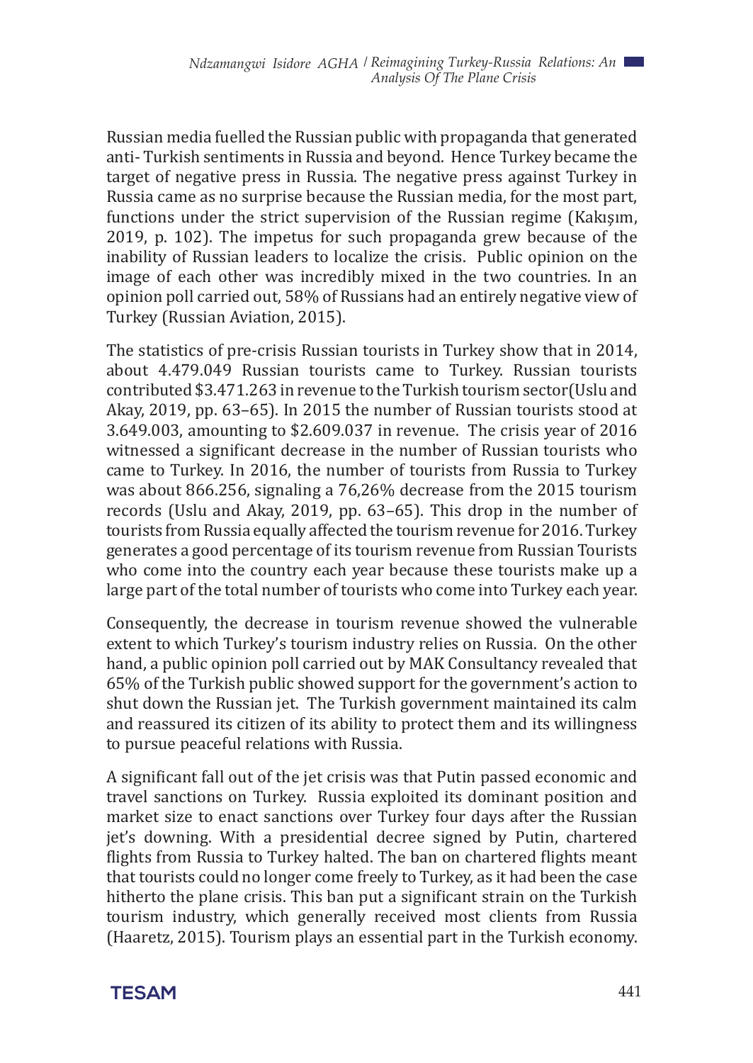Russian media fuelled the Russian public with propaganda that generated anti- Turkish sentiments in Russia and beyond. Hence Turkey became the target of negative press in Russia. The negative press against Turkey in Russia came as no surprise because the Russian media, for the most part, functions under the strict supervision of the Russian regime (Kakışım, 2019, p. 102). The impetus for such propaganda grew because of the inability of Russian leaders to localize the crisis. Public opinion on the image of each other was incredibly mixed in the two countries. In an opinion poll carried out, 58% of Russians had an entirely negative view of Turkey (Russian Aviation, 2015).

The statistics of pre-crisis Russian tourists in Turkey show that in 2014, about 4.479.049 Russian tourists came to Turkey. Russian tourists contributed $3.471.263 in revenue to the Turkish tourism sector(Uslu and Akay, 2019, pp. 63–65). In 2015 the number of Russian tourists stood at 3.649.003, amounting to $2.609.037 in revenue. The crisis year of 2016 witnessed a significant decrease in the number of Russian tourists who came to Turkey. In 2016, the number of tourists from Russia to Turkey was about 866.256, signaling a 76,26% decrease from the 2015 tourism records (Uslu and Akay, 2019, pp. 63–65). This drop in the number of tourists from Russia equally affected the tourism revenue for 2016. Turkey generates a good percentage of its tourism revenue from Russian Tourists who come into the country each year because these tourists make up a large part of the total number of tourists who come into Turkey each year.

Consequently, the decrease in tourism revenue showed the vulnerable extent to which Turkey's tourism industry relies on Russia. On the other hand, a public opinion poll carried out by MAK Consultancy revealed that 65% of the Turkish public showed support for the government's action to shut down the Russian jet. The Turkish government maintained its calm and reassured its citizen of its ability to protect them and its willingness to pursue peaceful relations with Russia.

A significant fall out of the jet crisis was that Putin passed economic and travel sanctions on Turkey. Russia exploited its dominant position and market size to enact sanctions over Turkey four days after the Russian jet's downing. With a presidential decree signed by Putin, chartered flights from Russia to Turkey halted. The ban on chartered flights meant that tourists could no longer come freely to Turkey, as it had been the case hitherto the plane crisis. This ban put a significant strain on the Turkish tourism industry, which generally received most clients from Russia (Haaretz, 2015). Tourism plays an essential part in the Turkish economy.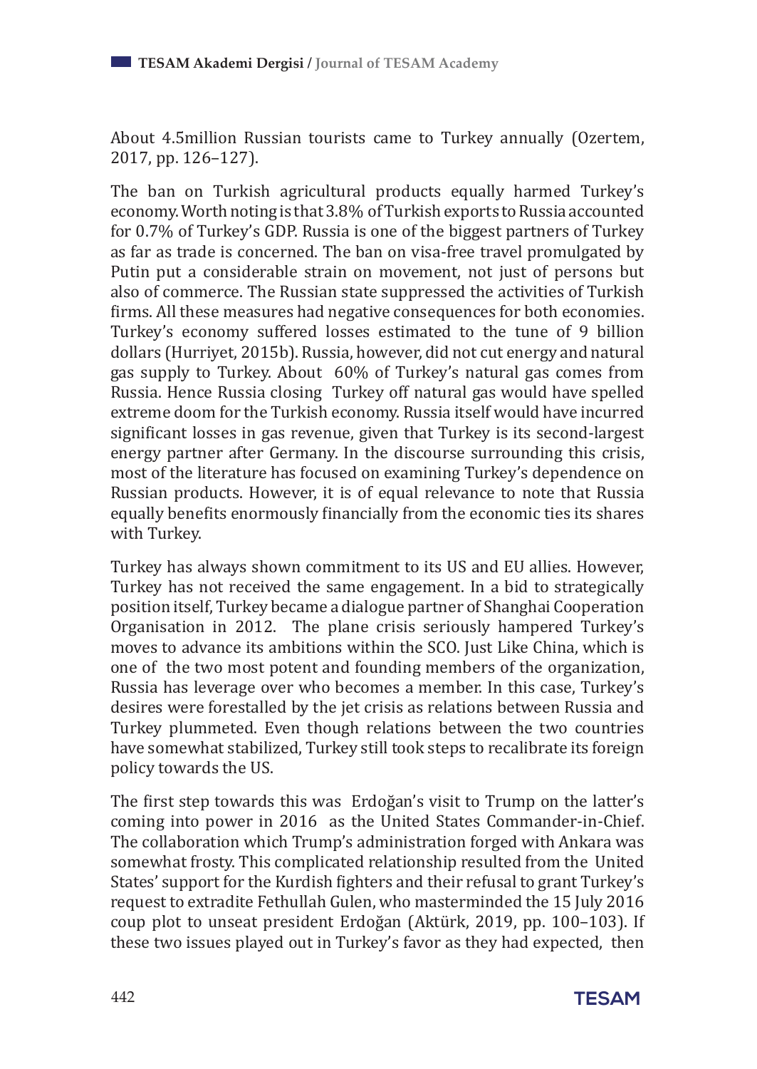About 4.5million Russian tourists came to Turkey annually (Ozertem, 2017, pp. 126–127).

The ban on Turkish agricultural products equally harmed Turkey's economy. Worth noting is that 3.8% of Turkish exports to Russia accounted for 0.7% of Turkey's GDP. Russia is one of the biggest partners of Turkey as far as trade is concerned. The ban on visa-free travel promulgated by Putin put a considerable strain on movement, not just of persons but also of commerce. The Russian state suppressed the activities of Turkish firms. All these measures had negative consequences for both economies. Turkey's economy suffered losses estimated to the tune of 9 billion dollars (Hurriyet, 2015b). Russia, however, did not cut energy and natural gas supply to Turkey. About 60% of Turkey's natural gas comes from Russia. Hence Russia closing Turkey off natural gas would have spelled extreme doom for the Turkish economy. Russia itself would have incurred significant losses in gas revenue, given that Turkey is its second-largest energy partner after Germany. In the discourse surrounding this crisis, most of the literature has focused on examining Turkey's dependence on Russian products. However, it is of equal relevance to note that Russia equally benefits enormously financially from the economic ties its shares with Turkey.

Turkey has always shown commitment to its US and EU allies. However, Turkey has not received the same engagement. In a bid to strategically position itself, Turkey became a dialogue partner of Shanghai Cooperation Organisation in 2012. The plane crisis seriously hampered Turkey's moves to advance its ambitions within the SCO. Just Like China, which is one of the two most potent and founding members of the organization, Russia has leverage over who becomes a member. In this case, Turkey's desires were forestalled by the jet crisis as relations between Russia and Turkey plummeted. Even though relations between the two countries have somewhat stabilized, Turkey still took steps to recalibrate its foreign policy towards the US.

The first step towards this was Erdoğan's visit to Trump on the latter's coming into power in 2016 as the United States Commander-in-Chief. The collaboration which Trump's administration forged with Ankara was somewhat frosty. This complicated relationship resulted from the United States' support for the Kurdish fighters and their refusal to grant Turkey's request to extradite Fethullah Gulen, who masterminded the 15 July 2016 coup plot to unseat president Erdoğan (Aktürk, 2019, pp. 100–103). If these two issues played out in Turkey's favor as they had expected, then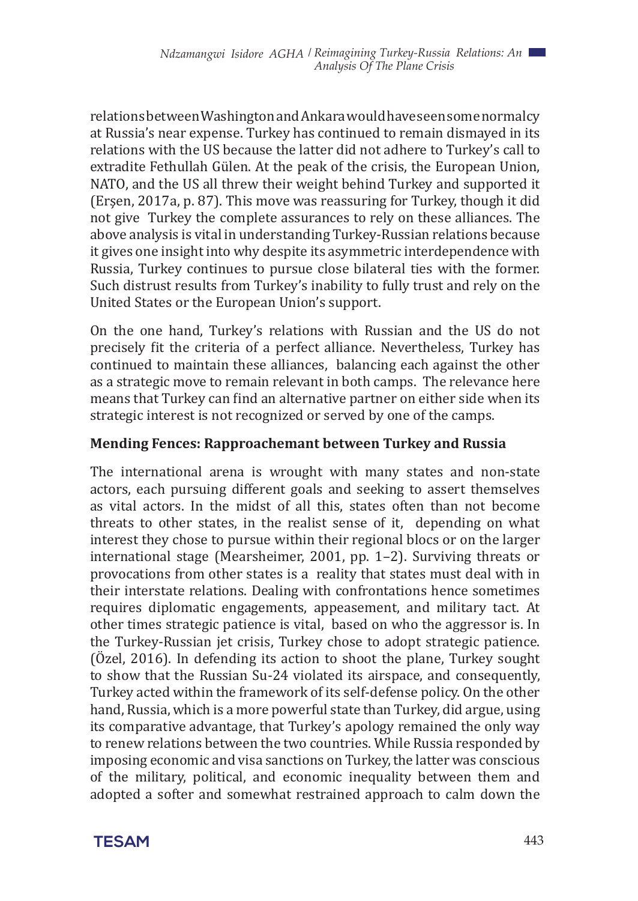relations between Washington and Ankara would have seen some normalcy at Russia's near expense. Turkey has continued to remain dismayed in its relations with the US because the latter did not adhere to Turkey's call to extradite Fethullah Gülen. At the peak of the crisis, the European Union, NATO, and the US all threw their weight behind Turkey and supported it (Erşen, 2017a, p. 87). This move was reassuring for Turkey, though it did not give Turkey the complete assurances to rely on these alliances. The above analysis is vital in understanding Turkey-Russian relations because it gives one insight into why despite its asymmetric interdependence with Russia, Turkey continues to pursue close bilateral ties with the former. Such distrust results from Turkey's inability to fully trust and rely on the United States or the European Union's support.

On the one hand, Turkey's relations with Russian and the US do not precisely fit the criteria of a perfect alliance. Nevertheless, Turkey has continued to maintain these alliances, balancing each against the other as a strategic move to remain relevant in both camps. The relevance here means that Turkey can find an alternative partner on either side when its strategic interest is not recognized or served by one of the camps.

**Mending Fences: Rapproachemant between Turkey and Russia**

The international arena is wrought with many states and non-state actors, each pursuing different goals and seeking to assert themselves as vital actors. In the midst of all this, states often than not become threats to other states, in the realist sense of it, depending on what interest they chose to pursue within their regional blocs or on the larger international stage (Mearsheimer, 2001, pp. 1–2). Surviving threats or provocations from other states is a reality that states must deal with in their interstate relations. Dealing with confrontations hence sometimes requires diplomatic engagements, appeasement, and military tact. At other times strategic patience is vital, based on who the aggressor is. In the Turkey-Russian jet crisis, Turkey chose to adopt strategic patience. (Özel, 2016). In defending its action to shoot the plane, Turkey sought to show that the Russian Su-24 violated its airspace, and consequently, Turkey acted within the framework of its self-defense policy. On the other hand, Russia, which is a more powerful state than Turkey, did argue, using its comparative advantage, that Turkey's apology remained the only way to renew relations between the two countries. While Russia responded by imposing economic and visa sanctions on Turkey, the latter was conscious of the military, political, and economic inequality between them and adopted a softer and somewhat restrained approach to calm down the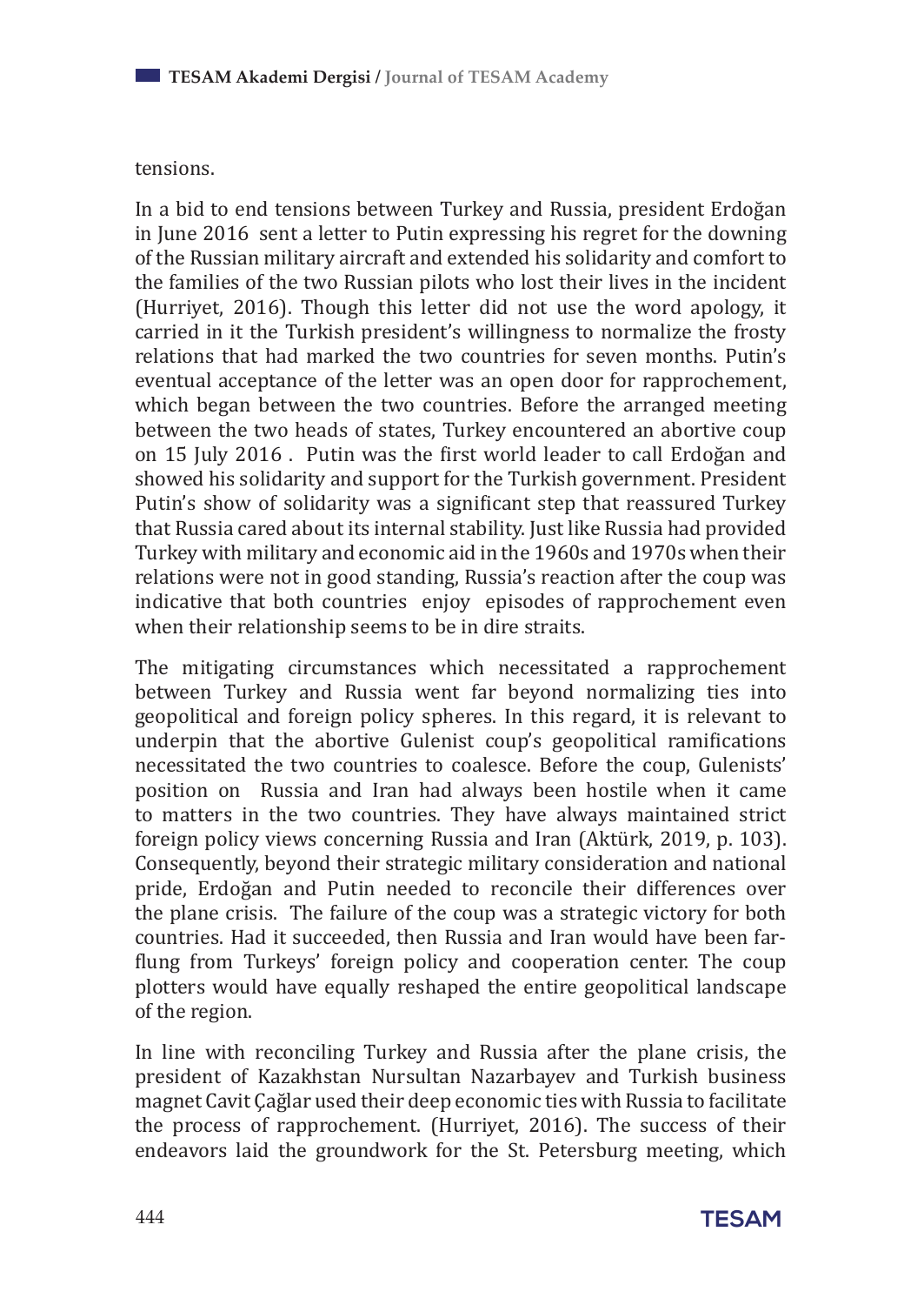tensions.

In a bid to end tensions between Turkey and Russia, president Erdoğan in June 2016 sent a letter to Putin expressing his regret for the downing of the Russian military aircraft and extended his solidarity and comfort to the families of the two Russian pilots who lost their lives in the incident (Hurriyet, 2016). Though this letter did not use the word apology, it carried in it the Turkish president's willingness to normalize the frosty relations that had marked the two countries for seven months. Putin's eventual acceptance of the letter was an open door for rapprochement, which began between the two countries. Before the arranged meeting between the two heads of states, Turkey encountered an abortive coup on 15 July 2016 . Putin was the first world leader to call Erdoğan and showed his solidarity and support for the Turkish government. President Putin's show of solidarity was a significant step that reassured Turkey that Russia cared about its internal stability. Just like Russia had provided Turkey with military and economic aid in the 1960s and 1970s when their relations were not in good standing, Russia's reaction after the coup was indicative that both countries enjoy episodes of rapprochement even when their relationship seems to be in dire straits.

The mitigating circumstances which necessitated a rapprochement between Turkey and Russia went far beyond normalizing ties into geopolitical and foreign policy spheres. In this regard, it is relevant to underpin that the abortive Gulenist coup's geopolitical ramifications necessitated the two countries to coalesce. Before the coup, Gulenists' position on Russia and Iran had always been hostile when it came to matters in the two countries. They have always maintained strict foreign policy views concerning Russia and Iran (Aktürk, 2019, p. 103). Consequently, beyond their strategic military consideration and national pride, Erdoğan and Putin needed to reconcile their differences over the plane crisis. The failure of the coup was a strategic victory for both countries. Had it succeeded, then Russia and Iran would have been far-flung from Turkeys' foreign policy and cooperation center. The coup plotters would have equally reshaped the entire geopolitical landscape of the region.

In line with reconciling Turkey and Russia after the plane crisis, the president of Kazakhstan Nursultan Nazarbayev and Turkish business magnet Cavit Çağlar used their deep economic ties with Russia to facilitate the process of rapprochement. (Hurriyet, 2016). The success of their endeavors laid the groundwork for the St. Petersburg meeting, which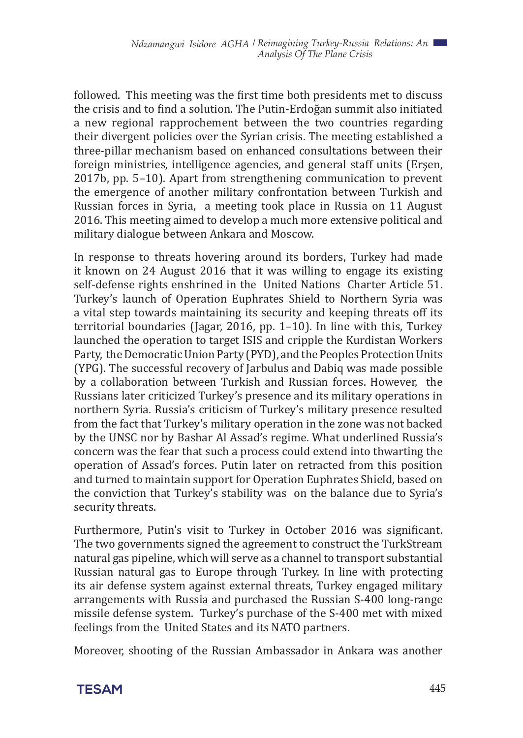followed. This meeting was the first time both presidents met to discuss the crisis and to find a solution. The Putin-Erdoğan summit also initiated a new regional rapprochement between the two countries regarding their divergent policies over the Syrian crisis. The meeting established a three-pillar mechanism based on enhanced consultations between their foreign ministries, intelligence agencies, and general staff units (Erşen, 2017b, pp. 5–10). Apart from strengthening communication to prevent the emergence of another military confrontation between Turkish and Russian forces in Syria, a meeting took place in Russia on 11 August 2016. This meeting aimed to develop a much more extensive political and military dialogue between Ankara and Moscow.

In response to threats hovering around its borders, Turkey had made it known on 24 August 2016 that it was willing to engage its existing self-defense rights enshrined in the United Nations Charter Article 51. Turkey's launch of Operation Euphrates Shield to Northern Syria was a vital step towards maintaining its security and keeping threats off its territorial boundaries (Jagar, 2016, pp. 1–10). In line with this, Turkey launched the operation to target ISIS and cripple the Kurdistan Workers Party, the Democratic Union Party (PYD), and the Peoples Protection Units (YPG). The successful recovery of Jarbulus and Dabiq was made possible by a collaboration between Turkish and Russian forces. However, the Russians later criticized Turkey's presence and its military operations in northern Syria. Russia's criticism of Turkey's military presence resulted from the fact that Turkey's military operation in the zone was not backed by the UNSC nor by Bashar Al Assad's regime. What underlined Russia's concern was the fear that such a process could extend into thwarting the operation of Assad's forces. Putin later on retracted from this position and turned to maintain support for Operation Euphrates Shield, based on the conviction that Turkey's stability was on the balance due to Syria's security threats.

Furthermore, Putin's visit to Turkey in October 2016 was significant. The two governments signed the agreement to construct the TurkStream natural gas pipeline, which will serve as a channel to transport substantial Russian natural gas to Europe through Turkey. In line with protecting its air defense system against external threats, Turkey engaged military arrangements with Russia and purchased the Russian S-400 long-range missile defense system. Turkey's purchase of the S-400 met with mixed feelings from the United States and its NATO partners.

Moreover, shooting of the Russian Ambassador in Ankara was another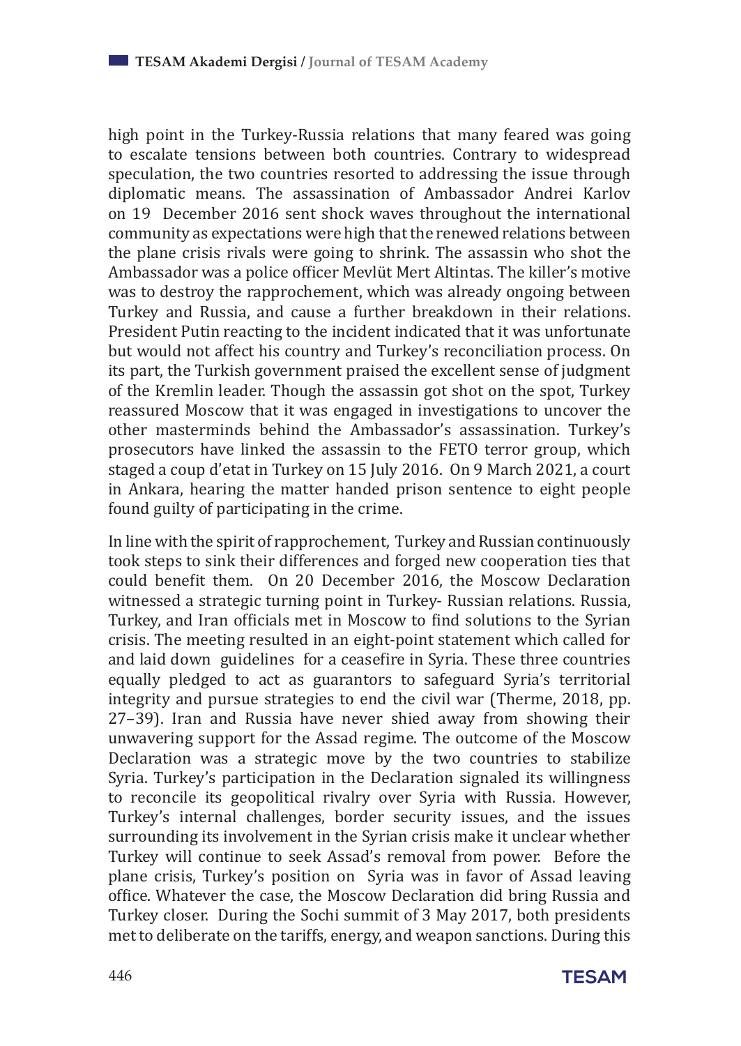high point in the Turkey-Russia relations that many feared was going to escalate tensions between both countries. Contrary to widespread speculation, the two countries resorted to addressing the issue through diplomatic means. The assassination of Ambassador Andrei Karlov on 19 December 2016 sent shock waves throughout the international community as expectations were high that the renewed relations between the plane crisis rivals were going to shrink. The assassin who shot the Ambassador was a police officer Mevlüt Mert Altintas. The killer's motive was to destroy the rapprochement, which was already ongoing between Turkey and Russia, and cause a further breakdown in their relations. President Putin reacting to the incident indicated that it was unfortunate but would not affect his country and Turkey's reconciliation process. On its part, the Turkish government praised the excellent sense of judgment of the Kremlin leader. Though the assassin got shot on the spot, Turkey reassured Moscow that it was engaged in investigations to uncover the other masterminds behind the Ambassador's assassination. Turkey's prosecutors have linked the assassin to the FETO terror group, which staged a coup d'etat in Turkey on 15 July 2016. On 9 March 2021, a court in Ankara, hearing the matter handed prison sentence to eight people found guilty of participating in the crime.

In line with the spirit of rapprochement, Turkey and Russian continuously took steps to sink their differences and forged new cooperation ties that could benefit them. On 20 December 2016, the Moscow Declaration witnessed a strategic turning point in Turkey- Russian relations. Russia, Turkey, and Iran officials met in Moscow to find solutions to the Syrian crisis. The meeting resulted in an eight-point statement which called for and laid down guidelines for a ceasefire in Syria. These three countries equally pledged to act as guarantors to safeguard Syria's territorial integrity and pursue strategies to end the civil war (Therme, 2018, pp. 27–39). Iran and Russia have never shied away from showing their unwavering support for the Assad regime. The outcome of the Moscow Declaration was a strategic move by the two countries to stabilize Syria. Turkey's participation in the Declaration signaled its willingness to reconcile its geopolitical rivalry over Syria with Russia. However, Turkey's internal challenges, border security issues, and the issues surrounding its involvement in the Syrian crisis make it unclear whether Turkey will continue to seek Assad's removal from power. Before the plane crisis, Turkey's position on Syria was in favor of Assad leaving office. Whatever the case, the Moscow Declaration did bring Russia and Turkey closer. During the Sochi summit of 3 May 2017, both presidents met to deliberate on the tariffs, energy, and weapon sanctions. During this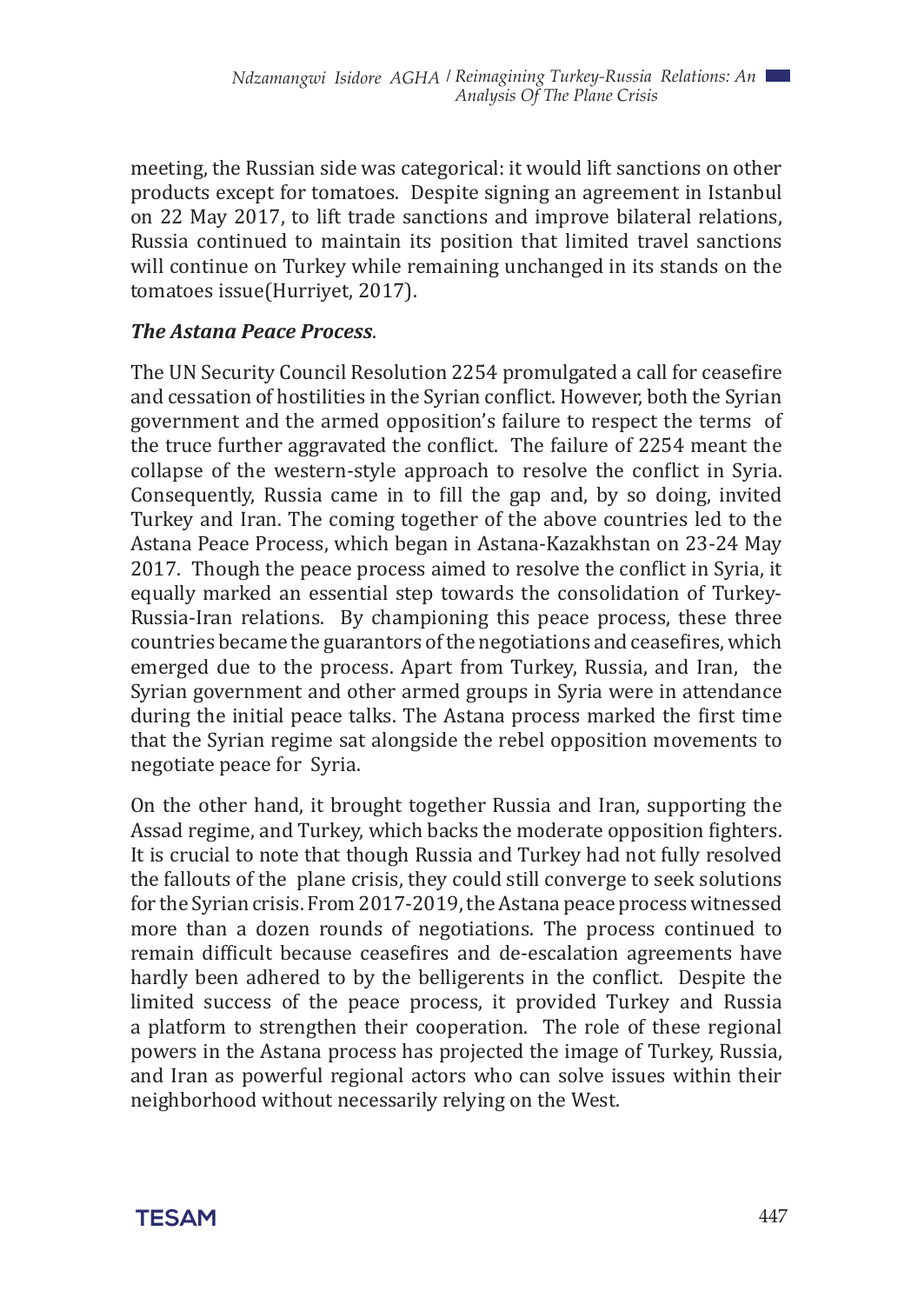meeting, the Russian side was categorical: it would lift sanctions on other products except for tomatoes. Despite signing an agreement in Istanbul on 22 May 2017, to lift trade sanctions and improve bilateral relations, Russia continued to maintain its position that limited travel sanctions will continue on Turkey while remaining unchanged in its stands on the tomatoes issue(Hurriyet, 2017).

***The Astana Peace Process*.**

The UN Security Council Resolution 2254 promulgated a call for ceasefire and cessation of hostilities in the Syrian conflict. However, both the Syrian government and the armed opposition's failure to respect the terms of the truce further aggravated the conflict. The failure of 2254 meant the collapse of the western-style approach to resolve the conflict in Syria. Consequently, Russia came in to fill the gap and, by so doing, invited Turkey and Iran. The coming together of the above countries led to the Astana Peace Process, which began in Astana-Kazakhstan on 23-24 May 2017. Though the peace process aimed to resolve the conflict in Syria, it equally marked an essential step towards the consolidation of Turkey-Russia-Iran relations. By championing this peace process, these three countries became the guarantors of the negotiations and ceasefires, which emerged due to the process. Apart from Turkey, Russia, and Iran, the Syrian government and other armed groups in Syria were in attendance during the initial peace talks. The Astana process marked the first time that the Syrian regime sat alongside the rebel opposition movements to negotiate peace for Syria.

On the other hand, it brought together Russia and Iran, supporting the Assad regime, and Turkey, which backs the moderate opposition fighters. It is crucial to note that though Russia and Turkey had not fully resolved the fallouts of the plane crisis, they could still converge to seek solutions for the Syrian crisis. From 2017-2019, the Astana peace process witnessed more than a dozen rounds of negotiations. The process continued to remain difficult because ceasefires and de-escalation agreements have hardly been adhered to by the belligerents in the conflict. Despite the limited success of the peace process, it provided Turkey and Russia a platform to strengthen their cooperation. The role of these regional powers in the Astana process has projected the image of Turkey, Russia, and Iran as powerful regional actors who can solve issues within their neighborhood without necessarily relying on the West.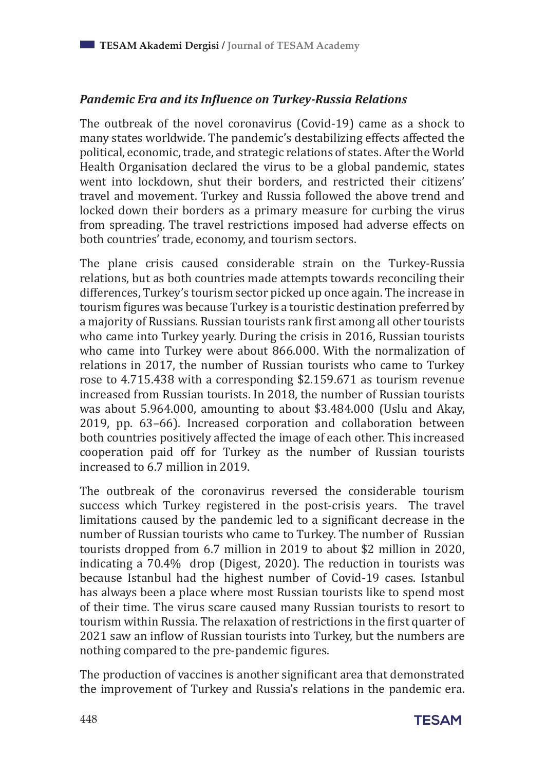### *Pandemic Era and its Influence on Turkey-Russia Relations*

The outbreak of the novel coronavirus (Covid-19) came as a shock to many states worldwide. The pandemic's destabilizing effects affected the political, economic, trade, and strategic relations of states. After the World Health Organisation declared the virus to be a global pandemic, states went into lockdown, shut their borders, and restricted their citizens' travel and movement. Turkey and Russia followed the above trend and locked down their borders as a primary measure for curbing the virus from spreading. The travel restrictions imposed had adverse effects on both countries' trade, economy, and tourism sectors.

The plane crisis caused considerable strain on the Turkey-Russia relations, but as both countries made attempts towards reconciling their differences, Turkey's tourism sector picked up once again. The increase in tourism figures was because Turkey is a touristic destination preferred by a majority of Russians. Russian tourists rank first among all other tourists who came into Turkey yearly. During the crisis in 2016, Russian tourists who came into Turkey were about 866.000. With the normalization of relations in 2017, the number of Russian tourists who came to Turkey rose to 4.715.438 with a corresponding $2.159.671 as tourism revenue increased from Russian tourists. In 2018, the number of Russian tourists was about 5.964.000, amounting to about $3.484.000 (Uslu and Akay, 2019, pp. 63–66). Increased corporation and collaboration between both countries positively affected the image of each other. This increased cooperation paid off for Turkey as the number of Russian tourists increased to 6.7 million in 2019.

The outbreak of the coronavirus reversed the considerable tourism success which Turkey registered in the post-crisis years. The travel limitations caused by the pandemic led to a significant decrease in the number of Russian tourists who came to Turkey. The number of Russian tourists dropped from 6.7 million in 2019 to about $2 million in 2020, indicating a 70.4% drop (Digest, 2020). The reduction in tourists was because Istanbul had the highest number of Covid-19 cases. Istanbul has always been a place where most Russian tourists like to spend most of their time. The virus scare caused many Russian tourists to resort to tourism within Russia. The relaxation of restrictions in the first quarter of 2021 saw an inflow of Russian tourists into Turkey, but the numbers are nothing compared to the pre-pandemic figures.

The production of vaccines is another significant area that demonstrated the improvement of Turkey and Russia's relations in the pandemic era.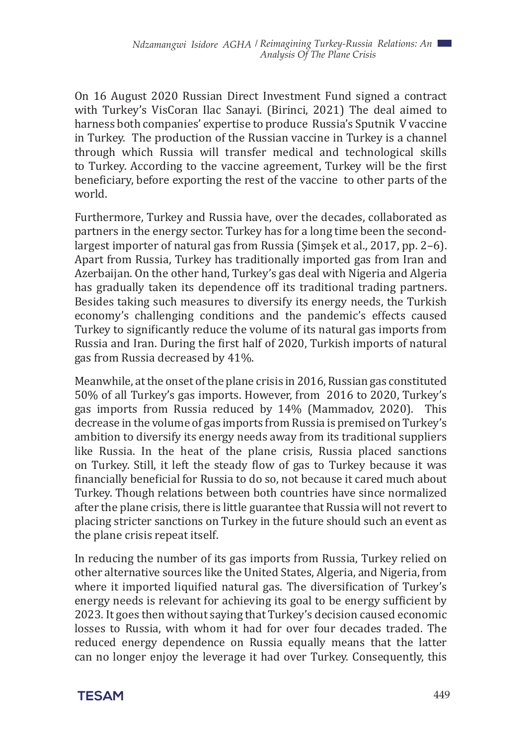On 16 August 2020 Russian Direct Investment Fund signed a contract with Turkey's VisCoran Ilac Sanayi. (Birinci, 2021) The deal aimed to harness both companies' expertise to produce Russia's Sputnik V vaccine in Turkey. The production of the Russian vaccine in Turkey is a channel through which Russia will transfer medical and technological skills to Turkey. According to the vaccine agreement, Turkey will be the first beneficiary, before exporting the rest of the vaccine to other parts of the world.

Furthermore, Turkey and Russia have, over the decades, collaborated as partners in the energy sector. Turkey has for a long time been the second-largest importer of natural gas from Russia (Şimşek et al., 2017, pp. 2–6). Apart from Russia, Turkey has traditionally imported gas from Iran and Azerbaijan. On the other hand, Turkey's gas deal with Nigeria and Algeria has gradually taken its dependence off its traditional trading partners. Besides taking such measures to diversify its energy needs, the Turkish economy's challenging conditions and the pandemic's effects caused Turkey to significantly reduce the volume of its natural gas imports from Russia and Iran. During the first half of 2020, Turkish imports of natural gas from Russia decreased by 41%.

Meanwhile, at the onset of the plane crisis in 2016, Russian gas constituted 50% of all Turkey's gas imports. However, from 2016 to 2020, Turkey's gas imports from Russia reduced by 14% (Mammadov, 2020). This decrease in the volume of gas imports from Russia is premised on Turkey's ambition to diversify its energy needs away from its traditional suppliers like Russia. In the heat of the plane crisis, Russia placed sanctions on Turkey. Still, it left the steady flow of gas to Turkey because it was financially beneficial for Russia to do so, not because it cared much about Turkey. Though relations between both countries have since normalized after the plane crisis, there is little guarantee that Russia will not revert to placing stricter sanctions on Turkey in the future should such an event as the plane crisis repeat itself.

In reducing the number of its gas imports from Russia, Turkey relied on other alternative sources like the United States, Algeria, and Nigeria, from where it imported liquified natural gas. The diversification of Turkey's energy needs is relevant for achieving its goal to be energy sufficient by 2023. It goes then without saying that Turkey's decision caused economic losses to Russia, with whom it had for over four decades traded. The reduced energy dependence on Russia equally means that the latter can no longer enjoy the leverage it had over Turkey. Consequently, this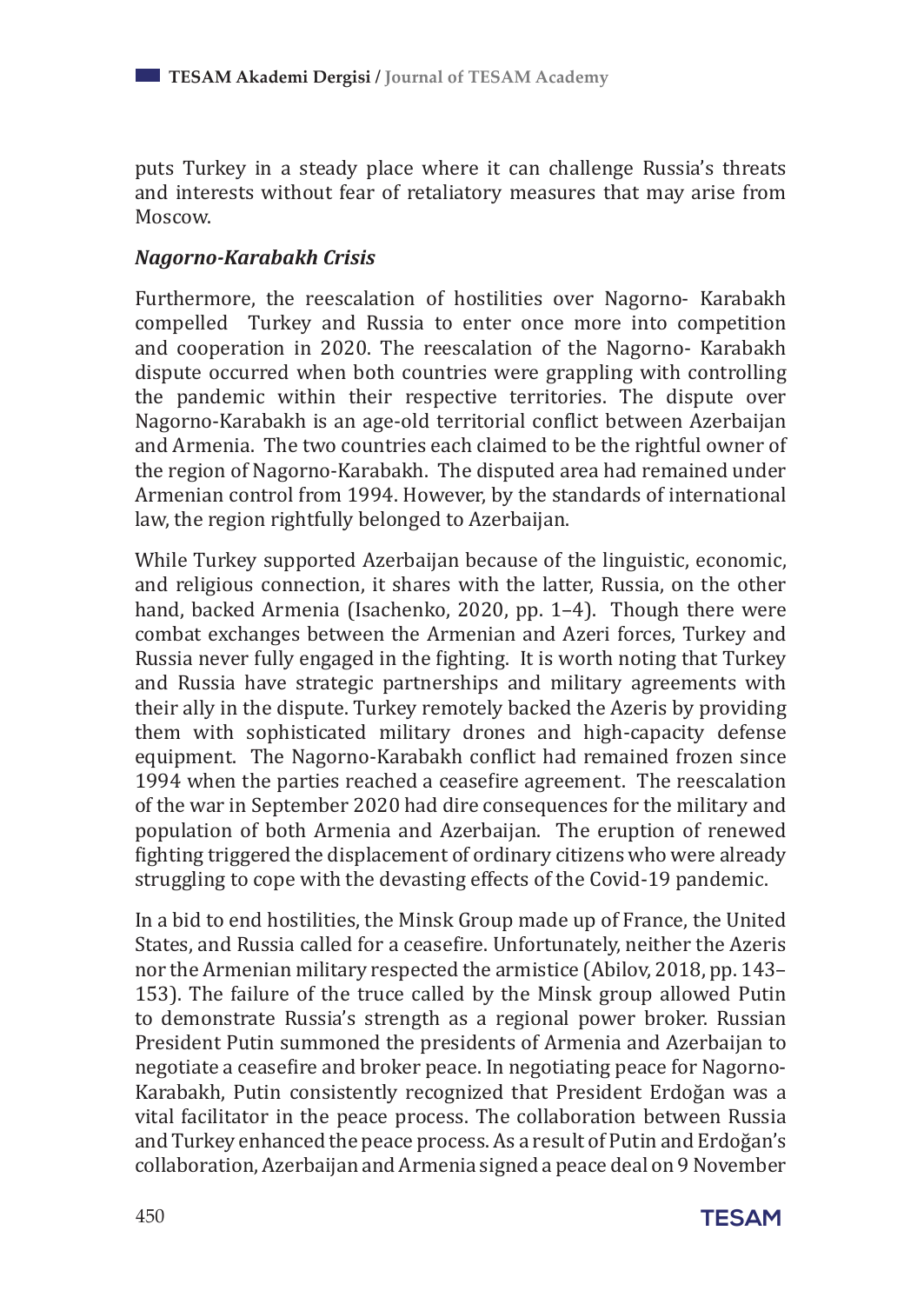puts Turkey in a steady place where it can challenge Russia's threats and interests without fear of retaliatory measures that may arise from Moscow.

### *Nagorno-Karabakh Crisis*

Furthermore, the reescalation of hostilities over Nagorno- Karabakh compelled Turkey and Russia to enter once more into competition and cooperation in 2020. The reescalation of the Nagorno- Karabakh dispute occurred when both countries were grappling with controlling the pandemic within their respective territories. The dispute over Nagorno-Karabakh is an age-old territorial conflict between Azerbaijan and Armenia. The two countries each claimed to be the rightful owner of the region of Nagorno-Karabakh. The disputed area had remained under Armenian control from 1994. However, by the standards of international law, the region rightfully belonged to Azerbaijan.

While Turkey supported Azerbaijan because of the linguistic, economic, and religious connection, it shares with the latter, Russia, on the other hand, backed Armenia (Isachenko, 2020, pp. 1–4). Though there were combat exchanges between the Armenian and Azeri forces, Turkey and Russia never fully engaged in the fighting. It is worth noting that Turkey and Russia have strategic partnerships and military agreements with their ally in the dispute. Turkey remotely backed the Azeris by providing them with sophisticated military drones and high-capacity defense equipment. The Nagorno-Karabakh conflict had remained frozen since 1994 when the parties reached a ceasefire agreement. The reescalation of the war in September 2020 had dire consequences for the military and population of both Armenia and Azerbaijan. The eruption of renewed fighting triggered the displacement of ordinary citizens who were already struggling to cope with the devasting effects of the Covid-19 pandemic.

In a bid to end hostilities, the Minsk Group made up of France, the United States, and Russia called for a ceasefire. Unfortunately, neither the Azeris nor the Armenian military respected the armistice (Abilov, 2018, pp. 143–153). The failure of the truce called by the Minsk group allowed Putin to demonstrate Russia's strength as a regional power broker. Russian President Putin summoned the presidents of Armenia and Azerbaijan to negotiate a ceasefire and broker peace. In negotiating peace for Nagorno-Karabakh, Putin consistently recognized that President Erdoğan was a vital facilitator in the peace process. The collaboration between Russia and Turkey enhanced the peace process. As a result of Putin and Erdoğan's collaboration, Azerbaijan and Armenia signed a peace deal on 9 November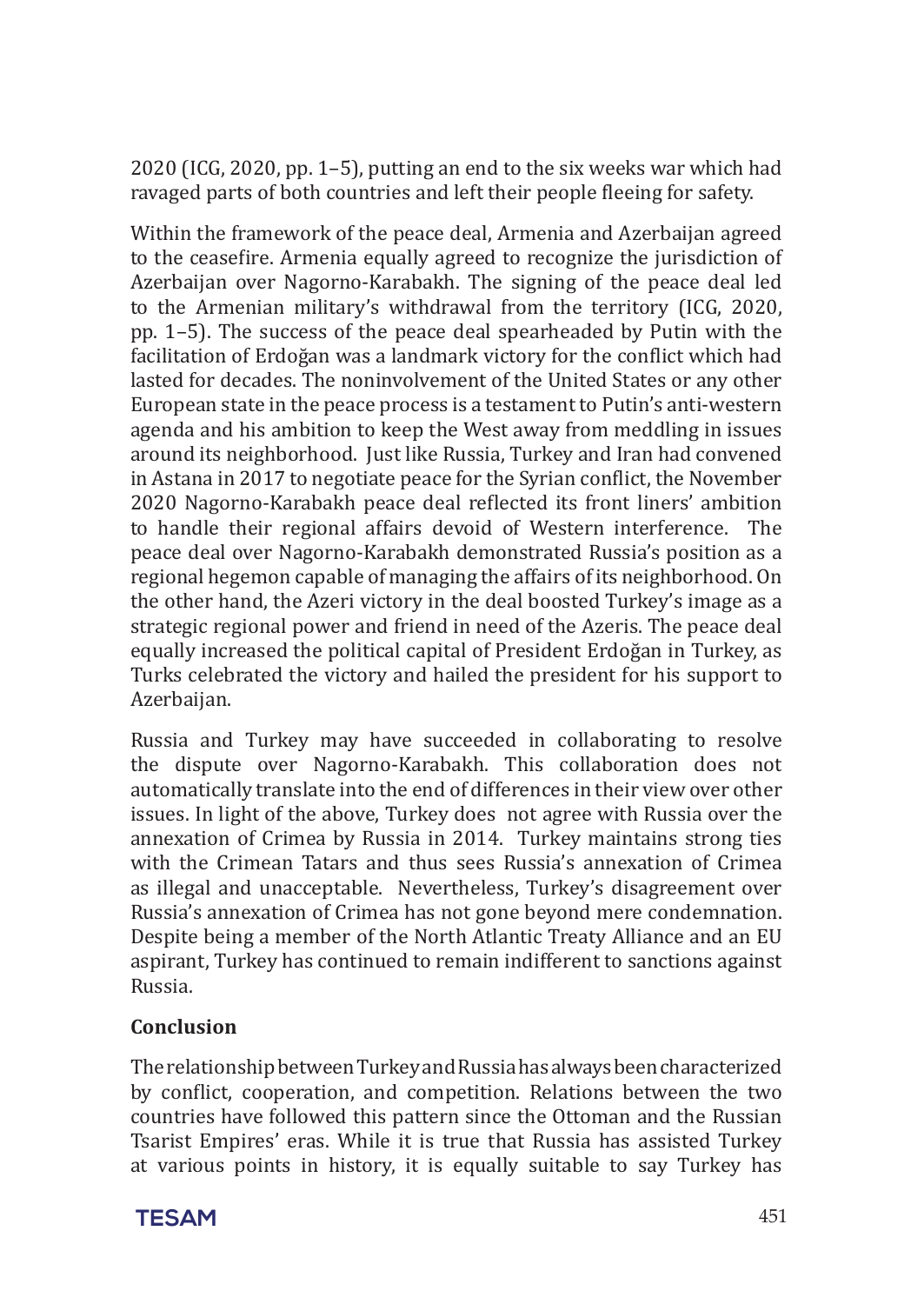2020 (ICG, 2020, pp. 1–5), putting an end to the six weeks war which had ravaged parts of both countries and left their people fleeing for safety.

Within the framework of the peace deal, Armenia and Azerbaijan agreed to the ceasefire. Armenia equally agreed to recognize the jurisdiction of Azerbaijan over Nagorno-Karabakh. The signing of the peace deal led to the Armenian military's withdrawal from the territory (ICG, 2020, pp. 1–5). The success of the peace deal spearheaded by Putin with the facilitation of Erdoğan was a landmark victory for the conflict which had lasted for decades. The noninvolvement of the United States or any other European state in the peace process is a testament to Putin's anti-western agenda and his ambition to keep the West away from meddling in issues around its neighborhood. Just like Russia, Turkey and Iran had convened in Astana in 2017 to negotiate peace for the Syrian conflict, the November 2020 Nagorno-Karabakh peace deal reflected its front liners' ambition to handle their regional affairs devoid of Western interference. The peace deal over Nagorno-Karabakh demonstrated Russia's position as a regional hegemon capable of managing the affairs of its neighborhood. On the other hand, the Azeri victory in the deal boosted Turkey's image as a strategic regional power and friend in need of the Azeris. The peace deal equally increased the political capital of President Erdoğan in Turkey, as Turks celebrated the victory and hailed the president for his support to Azerbaijan.

Russia and Turkey may have succeeded in collaborating to resolve the dispute over Nagorno-Karabakh. This collaboration does not automatically translate into the end of differences in their view over other issues. In light of the above, Turkey does not agree with Russia over the annexation of Crimea by Russia in 2014. Turkey maintains strong ties with the Crimean Tatars and thus sees Russia's annexation of Crimea as illegal and unacceptable. Nevertheless, Turkey's disagreement over Russia's annexation of Crimea has not gone beyond mere condemnation. Despite being a member of the North Atlantic Treaty Alliance and an EU aspirant, Turkey has continued to remain indifferent to sanctions against Russia.

## Conclusion

The relationship between Turkey and Russia has always been characterized by conflict, cooperation, and competition. Relations between the two countries have followed this pattern since the Ottoman and the Russian Tsarist Empires' eras. While it is true that Russia has assisted Turkey at various points in history, it is equally suitable to say Turkey has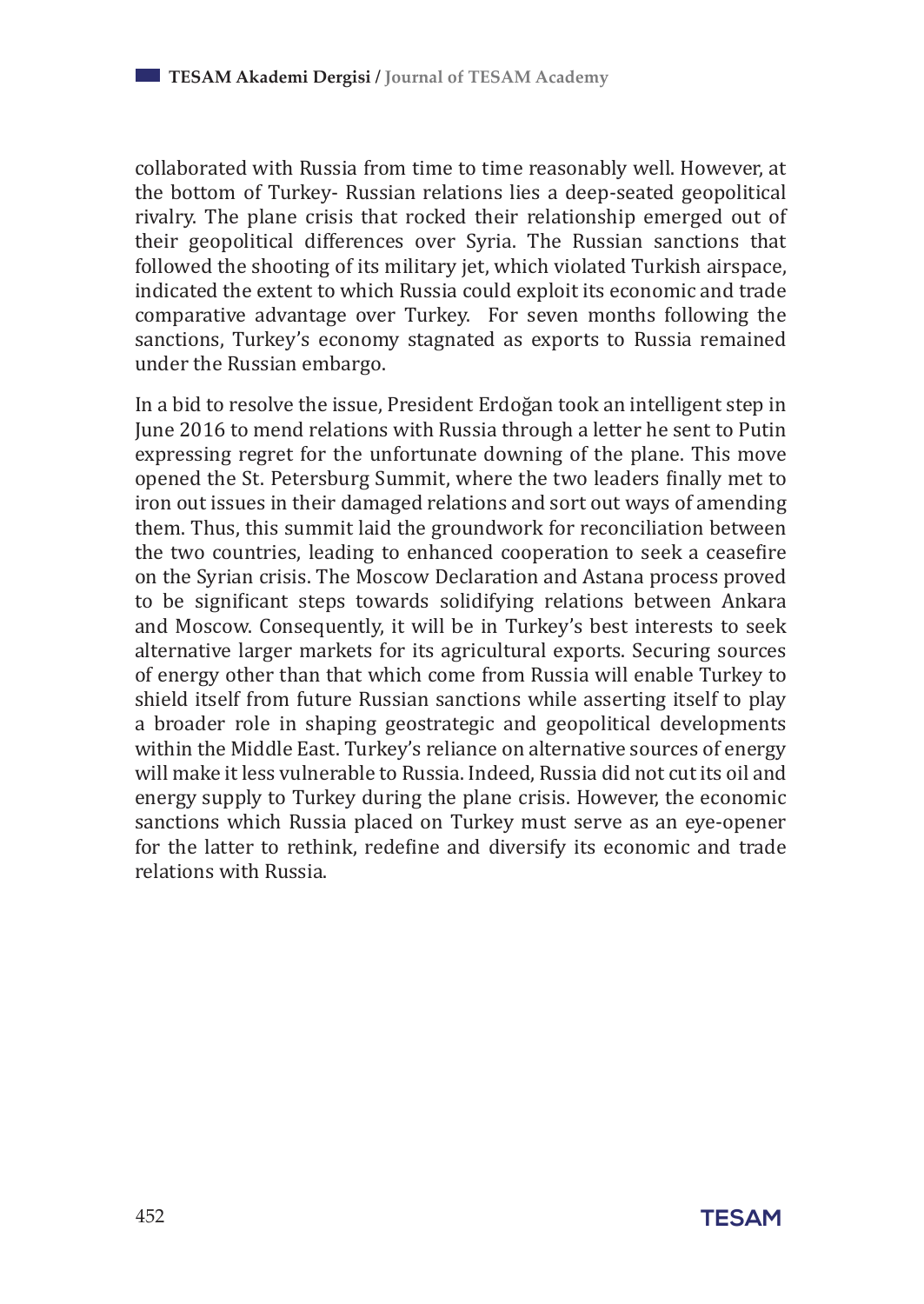collaborated with Russia from time to time reasonably well. However, at the bottom of Turkey- Russian relations lies a deep-seated geopolitical rivalry. The plane crisis that rocked their relationship emerged out of their geopolitical differences over Syria. The Russian sanctions that followed the shooting of its military jet, which violated Turkish airspace, indicated the extent to which Russia could exploit its economic and trade comparative advantage over Turkey. For seven months following the sanctions, Turkey's economy stagnated as exports to Russia remained under the Russian embargo.

In a bid to resolve the issue, President Erdoğan took an intelligent step in June 2016 to mend relations with Russia through a letter he sent to Putin expressing regret for the unfortunate downing of the plane. This move opened the St. Petersburg Summit, where the two leaders finally met to iron out issues in their damaged relations and sort out ways of amending them. Thus, this summit laid the groundwork for reconciliation between the two countries, leading to enhanced cooperation to seek a ceasefire on the Syrian crisis. The Moscow Declaration and Astana process proved to be significant steps towards solidifying relations between Ankara and Moscow. Consequently, it will be in Turkey's best interests to seek alternative larger markets for its agricultural exports. Securing sources of energy other than that which come from Russia will enable Turkey to shield itself from future Russian sanctions while asserting itself to play a broader role in shaping geostrategic and geopolitical developments within the Middle East. Turkey's reliance on alternative sources of energy will make it less vulnerable to Russia. Indeed, Russia did not cut its oil and energy supply to Turkey during the plane crisis. However, the economic sanctions which Russia placed on Turkey must serve as an eye-opener for the latter to rethink, redefine and diversify its economic and trade relations with Russia.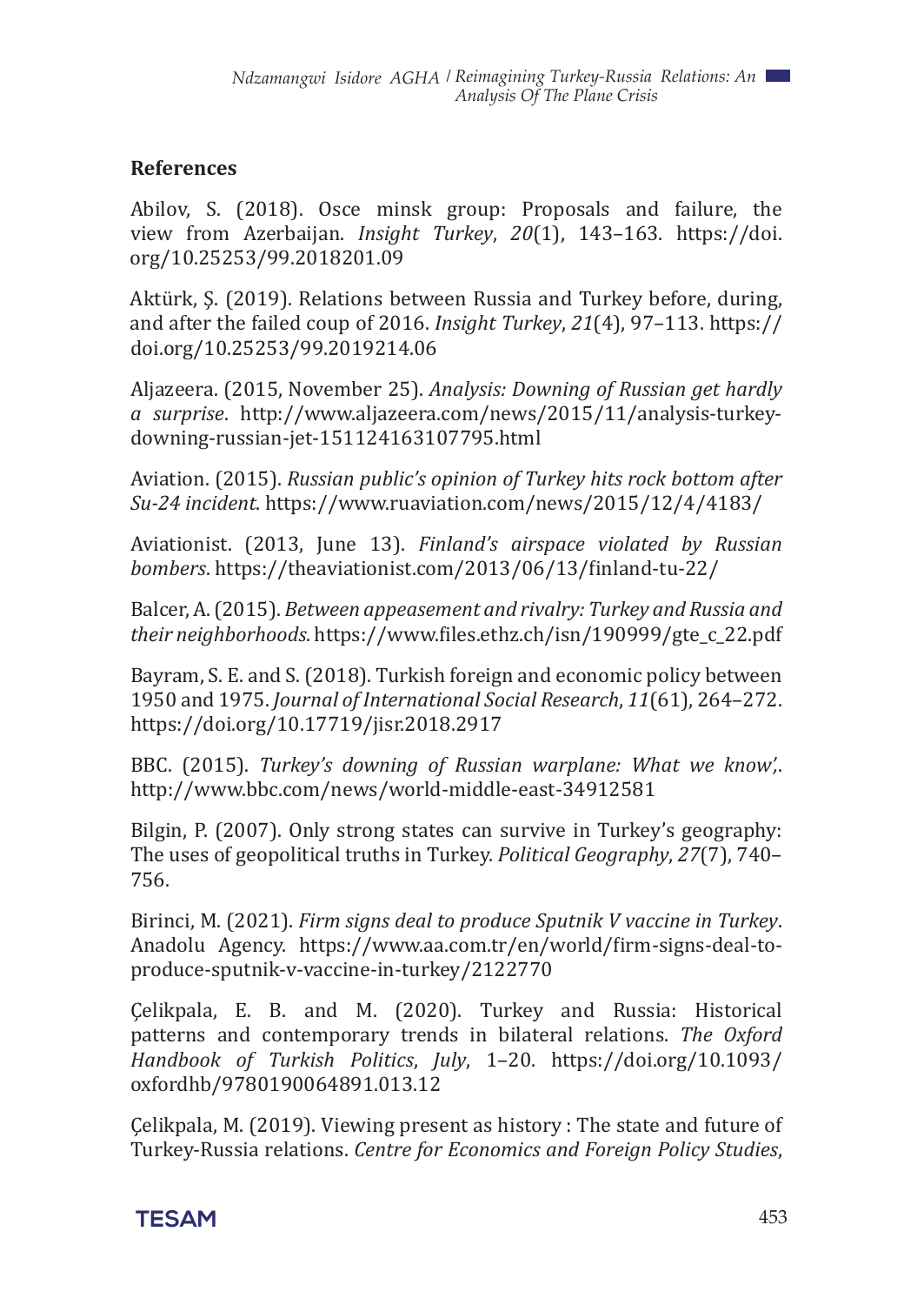## References

Abilov, S. (2018). Osce minsk group: Proposals and failure, the view from Azerbaijan. *Insight Turkey*, *20*(1), 143–163. https://doi.org/10.25253/99.2018201.09

Aktürk, Ş. (2019). Relations between Russia and Turkey before, during, and after the failed coup of 2016. *Insight Turkey*, *21*(4), 97–113. https://doi.org/10.25253/99.2019214.06

Aljazeera. (2015, November 25). *Analysis: Downing of Russian get hardly a surprise*. http://www.aljazeera.com/news/2015/11/analysis-turkey-downing-russian-jet-151124163107795.html

Aviation. (2015). *Russian public's opinion of Turkey hits rock bottom after Su-24 incident*. https://www.ruaviation.com/news/2015/12/4/4183/

Aviationist. (2013, June 13). *Finland's airspace violated by Russian bombers*. https://theaviationist.com/2013/06/13/finland-tu-22/

Balcer, A. (2015). *Between appeasement and rivalry: Turkey and Russia and their neighborhoods*. https://www.files.ethz.ch/isn/190999/gte_c_22.pdf

Bayram, S. E. and S. (2018). Turkish foreign and economic policy between 1950 and 1975. *Journal of International Social Research*, *11*(61), 264–272. https://doi.org/10.17719/jisr.2018.2917

BBC. (2015). *Turkey's downing of Russian warplane: What we know',*. http://www.bbc.com/news/world-middle-east-34912581

Bilgin, P. (2007). Only strong states can survive in Turkey's geography: The uses of geopolitical truths in Turkey. *Political Geography*, *27*(7), 740–756.

Birinci, M. (2021). *Firm signs deal to produce Sputnik V vaccine in Turkey*. Anadolu Agency. https://www.aa.com.tr/en/world/firm-signs-deal-to-produce-sputnik-v-vaccine-in-turkey/2122770

Çelikpala, E. B. and M. (2020). Turkey and Russia: Historical patterns and contemporary trends in bilateral relations. *The Oxford Handbook of Turkish Politics*, *July*, 1–20. https://doi.org/10.1093/oxfordhb/9780190064891.013.12

Çelikpala, M. (2019). Viewing present as history : The state and future of Turkey-Russia relations. *Centre for Economics and Foreign Policy Studies*,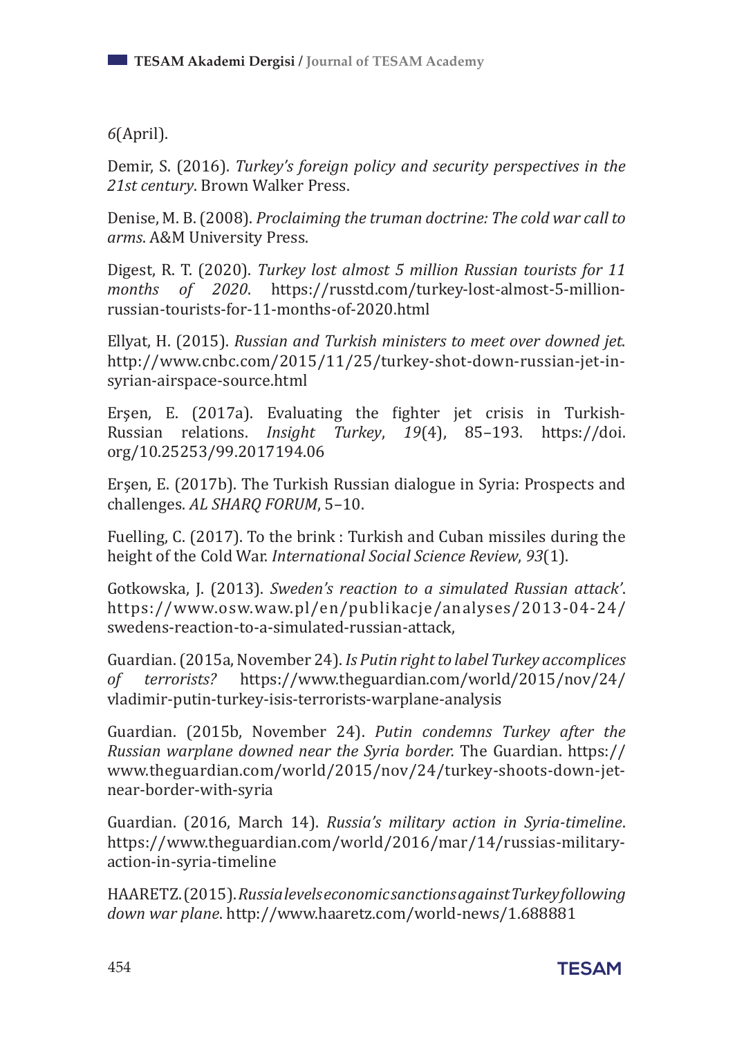*6*(April).

Demir, S. (2016). *Turkey's foreign policy and security perspectives in the 21st century*. Brown Walker Press.

Denise, M. B. (2008). *Proclaiming the truman doctrine: The cold war call to arms*. A&M University Press.

Digest, R. T. (2020). *Turkey lost almost 5 million Russian tourists for 11 months of 2020*. https://russtd.com/turkey-lost-almost-5-million-russian-tourists-for-11-months-of-2020.html

Ellyat, H. (2015). *Russian and Turkish ministers to meet over downed jet*. http://www.cnbc.com/2015/11/25/turkey-shot-down-russian-jet-in-syrian-airspace-source.html

Erşen, E. (2017a). Evaluating the fighter jet crisis in Turkish-Russian relations. *Insight Turkey*, *19*(4), 85–193. https://doi.org/10.25253/99.2017194.06

Erşen, E. (2017b). The Turkish Russian dialogue in Syria: Prospects and challenges. *AL SHARQ FORUM*, 5–10.

Fuelling, C. (2017). To the brink : Turkish and Cuban missiles during the height of the Cold War. *International Social Science Review*, *93*(1).

Gotkowska, J. (2013). *Sweden's reaction to a simulated Russian attack'*. https://www.osw.waw.pl/en/publikacje/analyses/2013-04-24/swedens-reaction-to-a-simulated-russian-attack,

Guardian. (2015a, November 24). *Is Putin right to label Turkey accomplices of terrorists?* https://www.theguardian.com/world/2015/nov/24/vladimir-putin-turkey-isis-terrorists-warplane-analysis

Guardian. (2015b, November 24). *Putin condemns Turkey after the Russian warplane downed near the Syria border.* The Guardian. https://www.theguardian.com/world/2015/nov/24/turkey-shoots-down-jet-near-border-with-syria

Guardian. (2016, March 14). *Russia's military action in Syria-timeline*. https://www.theguardian.com/world/2016/mar/14/russias-military-action-in-syria-timeline

HAARETZ. (2015). *Russia levels economic sanctions against Turkey following down war plane*. http://www.haaretz.com/world-news/1.688881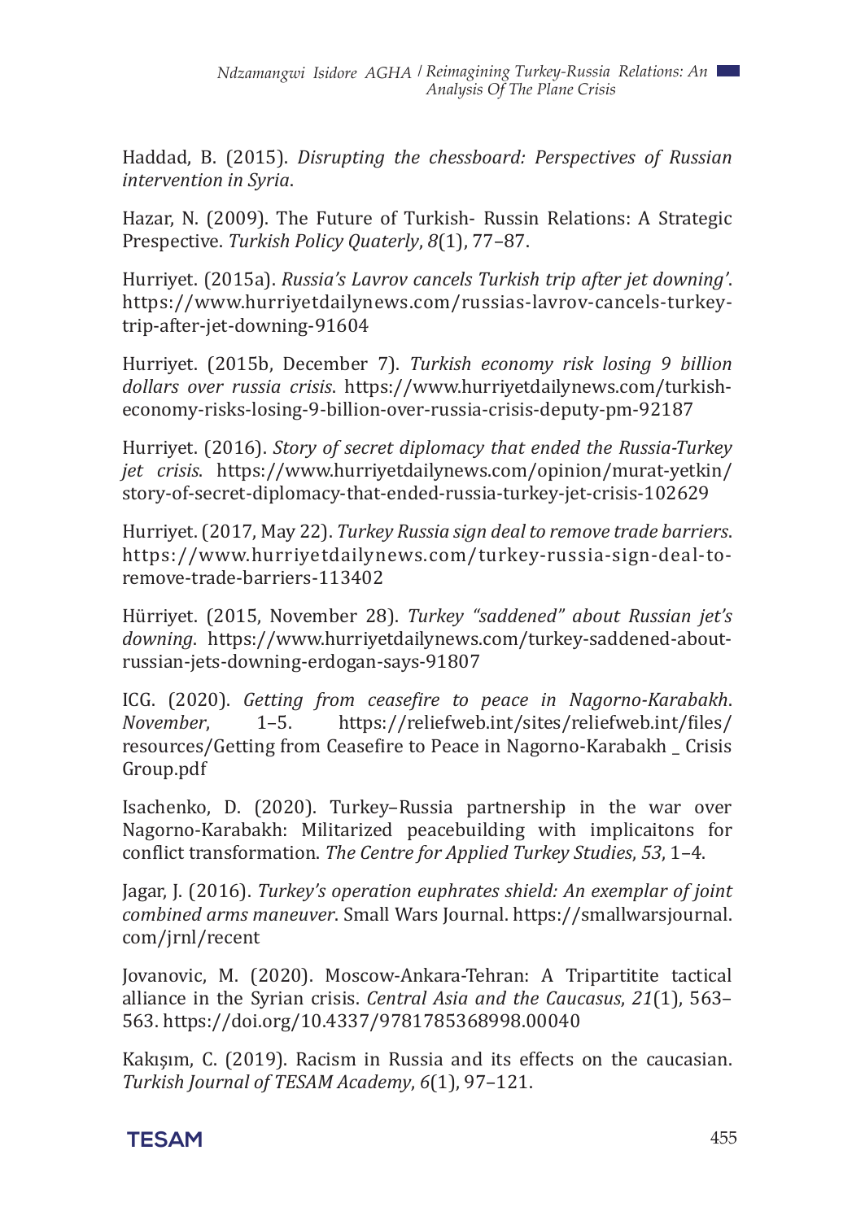Haddad, B. (2015). *Disrupting the chessboard: Perspectives of Russian intervention in Syria*.

Hazar, N. (2009). The Future of Turkish- Russin Relations: A Strategic Prespective. *Turkish Policy Quaterly*, *8*(1), 77–87.

Hurriyet. (2015a). *Russia's Lavrov cancels Turkish trip after jet downing'*. https://www.hurriyetdailynews.com/russias-lavrov-cancels-turkey-trip-after-jet-downing-91604

Hurriyet. (2015b, December 7). *Turkish economy risk losing 9 billion dollars over russia crisis*. https://www.hurriyetdailynews.com/turkish-economy-risks-losing-9-billion-over-russia-crisis-deputy-pm-92187

Hurriyet. (2016). *Story of secret diplomacy that ended the Russia-Turkey jet crisis*. https://www.hurriyetdailynews.com/opinion/murat-yetkin/story-of-secret-diplomacy-that-ended-russia-turkey-jet-crisis-102629

Hurriyet. (2017, May 22). *Turkey Russia sign deal to remove trade barriers*. https://www.hurriyetdailynews.com/turkey-russia-sign-deal-to-remove-trade-barriers-113402

Hürriyet. (2015, November 28). *Turkey "saddened" about Russian jet's downing*. https://www.hurriyetdailynews.com/turkey-saddened-about-russian-jets-downing-erdogan-says-91807

ICG. (2020). *Getting from ceasefire to peace in Nagorno-Karabakh*. *November*, 1–5. https://reliefweb.int/sites/reliefweb.int/files/resources/Getting from Ceasefire to Peace in Nagorno-Karabakh _ Crisis Group.pdf

Isachenko, D. (2020). Turkey–Russia partnership in the war over Nagorno-Karabakh: Militarized peacebuilding with implicaitons for conflict transformation. *The Centre for Applied Turkey Studies*, *53*, 1–4.

Jagar, J. (2016). *Turkey's operation euphrates shield: An exemplar of joint combined arms maneuver*. Small Wars Journal. https://smallwarsjournal.com/jrnl/recent

Jovanovic, M. (2020). Moscow-Ankara-Tehran: A Tripartitite tactical alliance in the Syrian crisis. *Central Asia and the Caucasus*, *21*(1), 563–563. https://doi.org/10.4337/9781785368998.00040

Kakışım, C. (2019). Racism in Russia and its effects on the caucasian. *Turkish Journal of TESAM Academy*, *6*(1), 97–121.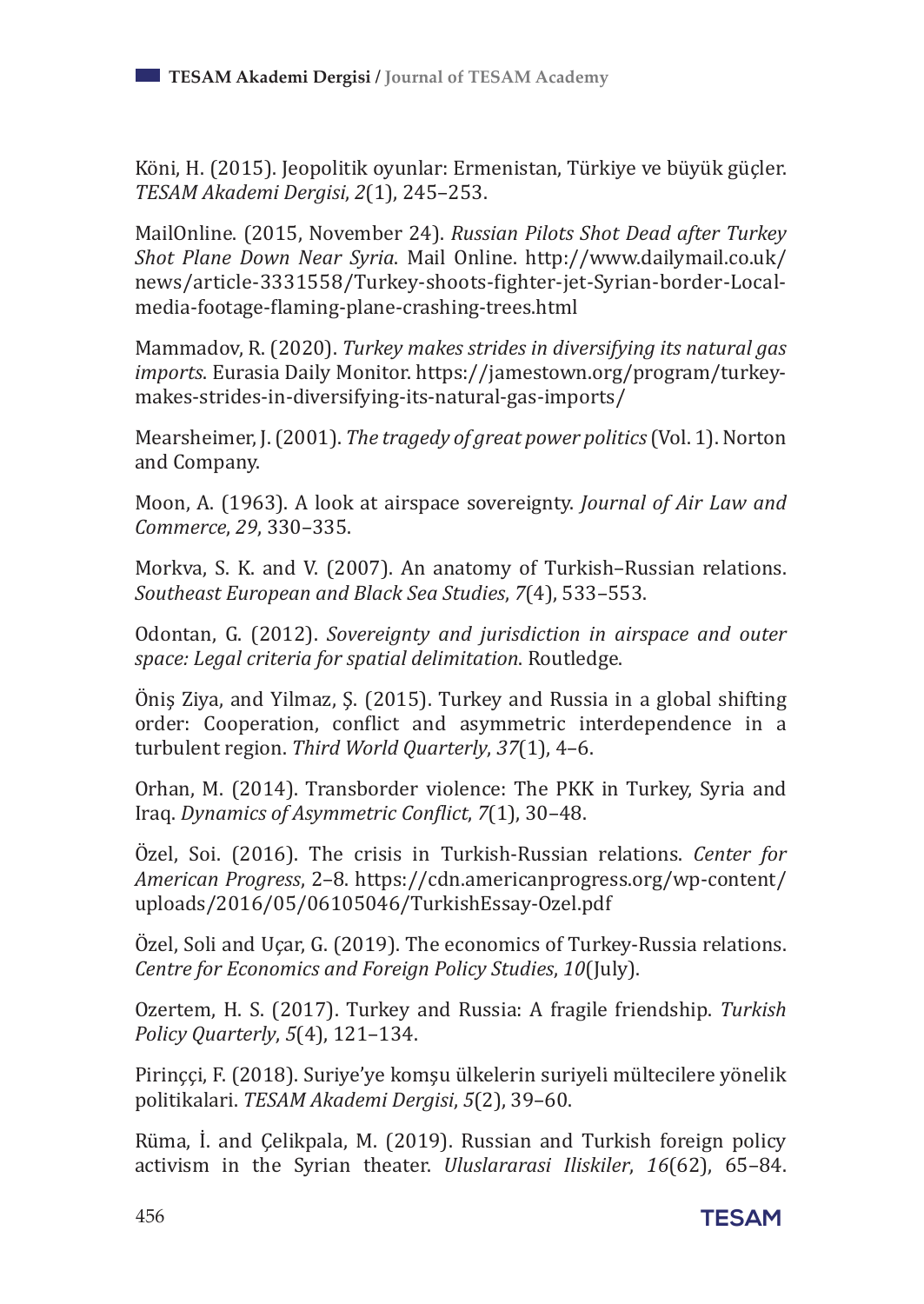Köni, H. (2015). Jeopolitik oyunlar: Ermenistan, Türkiye ve büyük güçler. *TESAM Akademi Dergisi*, *2*(1), 245–253.

MailOnline. (2015, November 24). *Russian Pilots Shot Dead after Turkey Shot Plane Down Near Syria*. Mail Online. http://www.dailymail.co.uk/news/article-3331558/Turkey-shoots-fighter-jet-Syrian-border-Local-media-footage-flaming-plane-crashing-trees.html

Mammadov, R. (2020). *Turkey makes strides in diversifying its natural gas imports*. Eurasia Daily Monitor. https://jamestown.org/program/turkey-makes-strides-in-diversifying-its-natural-gas-imports/

Mearsheimer, J. (2001). *The tragedy of great power politics* (Vol. 1). Norton and Company.

Moon, A. (1963). A look at airspace sovereignty. *Journal of Air Law and Commerce*, *29*, 330–335.

Morkva, S. K. and V. (2007). An anatomy of Turkish–Russian relations. *Southeast European and Black Sea Studies*, *7*(4), 533–553.

Odontan, G. (2012). *Sovereignty and jurisdiction in airspace and outer space: Legal criteria for spatial delimitation*. Routledge.

Öniş Ziya, and Yilmaz, Ş. (2015). Turkey and Russia in a global shifting order: Cooperation, conflict and asymmetric interdependence in a turbulent region. *Third World Quarterly*, *37*(1), 4–6.

Orhan, M. (2014). Transborder violence: The PKK in Turkey, Syria and Iraq. *Dynamics of Asymmetric Conflict*, *7*(1), 30–48.

Özel, Soi. (2016). The crisis in Turkish-Russian relations. *Center for American Progress*, 2–8. https://cdn.americanprogress.org/wp-content/uploads/2016/05/06105046/TurkishEssay-Ozel.pdf

Özel, Soli and Uçar, G. (2019). The economics of Turkey-Russia relations. *Centre for Economics and Foreign Policy Studies*, *10*(July).

Ozertem, H. S. (2017). Turkey and Russia: A fragile friendship. *Turkish Policy Quarterly*, *5*(4), 121–134.

Pirinççi, F. (2018). Suriye'ye komşu ülkelerin suriyeli mültecilere yönelik politikalari. *TESAM Akademi Dergisi*, *5*(2), 39–60.

Rüma, İ. and Çelikpala, M. (2019). Russian and Turkish foreign policy activism in the Syrian theater. *Uluslararasi Iliskiler*, *16*(62), 65–84.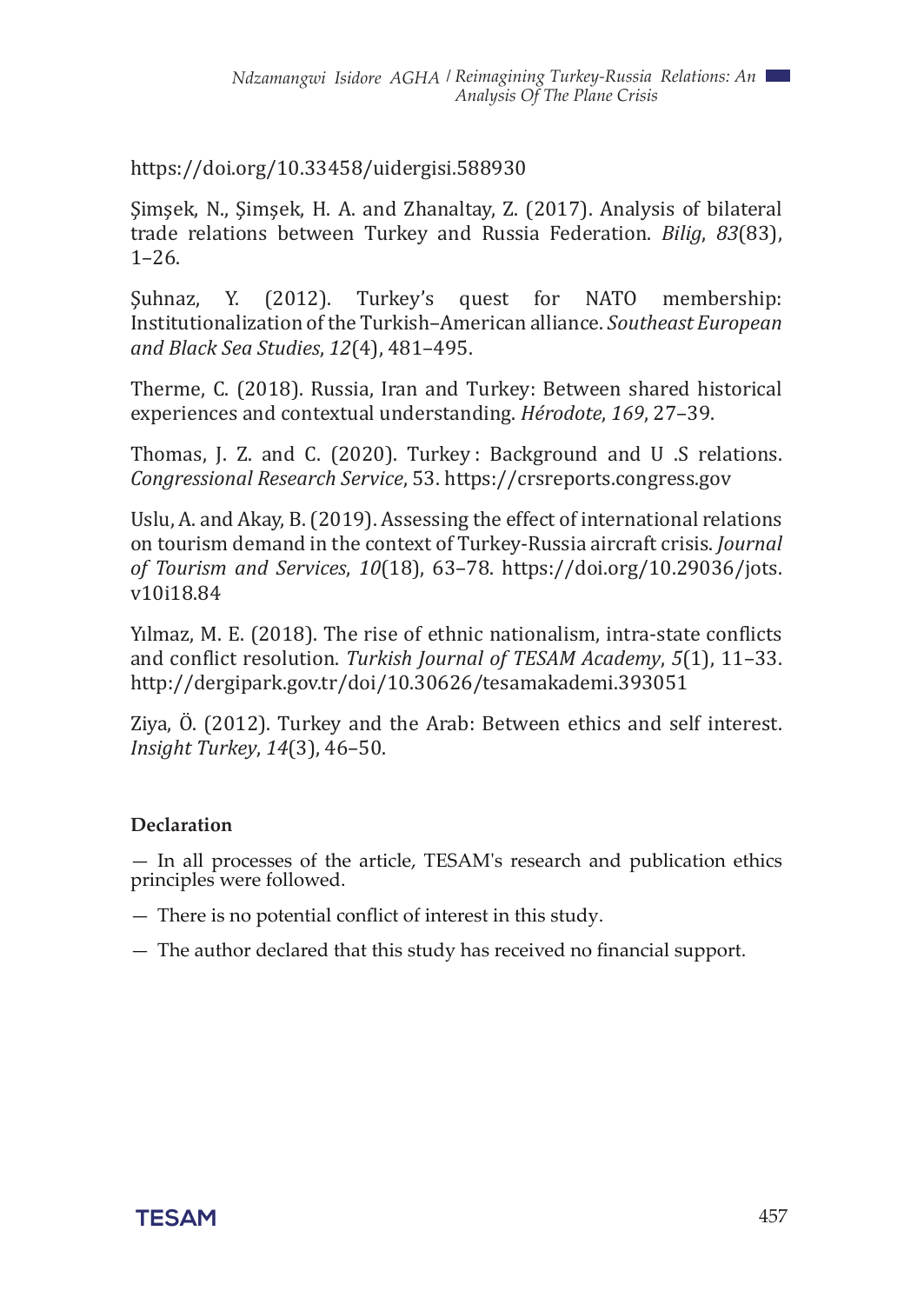https://doi.org/10.33458/uidergisi.588930

Şimşek, N., Şimşek, H. A. and Zhanaltay, Z. (2017). Analysis of bilateral trade relations between Turkey and Russia Federation. *Bilig*, *83*(83), 1–26.

Şuhnaz, Y. (2012). Turkey's quest for NATO membership: Institutionalization of the Turkish–American alliance. *Southeast European and Black Sea Studies*, *12*(4), 481–495.

Therme, C. (2018). Russia, Iran and Turkey: Between shared historical experiences and contextual understanding. *Hérodote*, *169*, 27–39.

Thomas, J. Z. and C. (2020). Turkey : Background and U .S relations. *Congressional Research Service*, 53. https://crsreports.congress.gov

Uslu, A. and Akay, B. (2019). Assessing the effect of international relations on tourism demand in the context of Turkey-Russia aircraft crisis. *Journal of Tourism and Services*, *10*(18), 63–78. https://doi.org/10.29036/jots.v10i18.84

Yılmaz, M. E. (2018). The rise of ethnic nationalism, intra-state conflicts and conflict resolution. *Turkish Journal of TESAM Academy*, *5*(1), 11–33. http://dergipark.gov.tr/doi/10.30626/tesamakademi.393051

Ziya, Ö. (2012). Turkey and the Arab: Between ethics and self interest. *Insight Turkey*, *14*(3), 46–50.

**Declaration**

— In all processes of the article, TESAM's research and publication ethics principles were followed.

— There is no potential conflict of interest in this study.

— The author declared that this study has received no financial support.